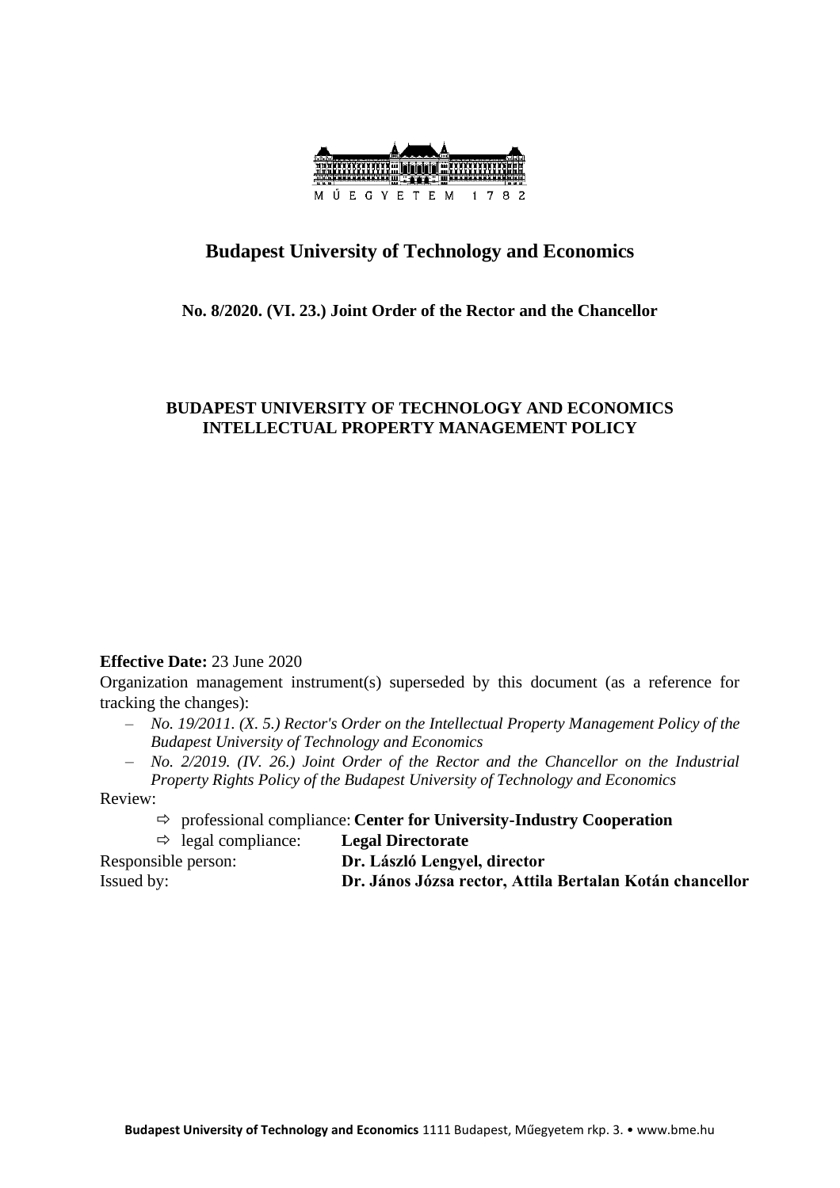# Budapest University of Technology and Economics

**No. 8/2020. (VI. 23.) Joint Order of the Rector and the Chancellor**

## BUDAPEST UNIVERSITY OF TECHNOLOGY AND ECONOMICS INTELLECTUAL PROPERTY MANAGEMENT POLICY

**Effective Date:** 23 June 2020

Organization management instrument(s) superseded by this document (as a reference for tracking the changes):

- *No. 19/2011. (X. 5.) Rector's Order on the Intellectual Property Management Policy of the Budapest University of Technology and Economics*
- *No. 2/2019. (IV. 26.) Joint Order of the Rector and the Chancellor on the Industrial Property Rights Policy of the Budapest University of Technology and Economics*

Review:

- ⇨ professional compliance: **Center for University-Industry Cooperation**
- ⇨ legal compliance: **Legal Directorate**

Responsible person: **Dr. László Lengyel, director**

Issued by: **Dr. János Józsa rector, Attila Bertalan Kotán chancellor**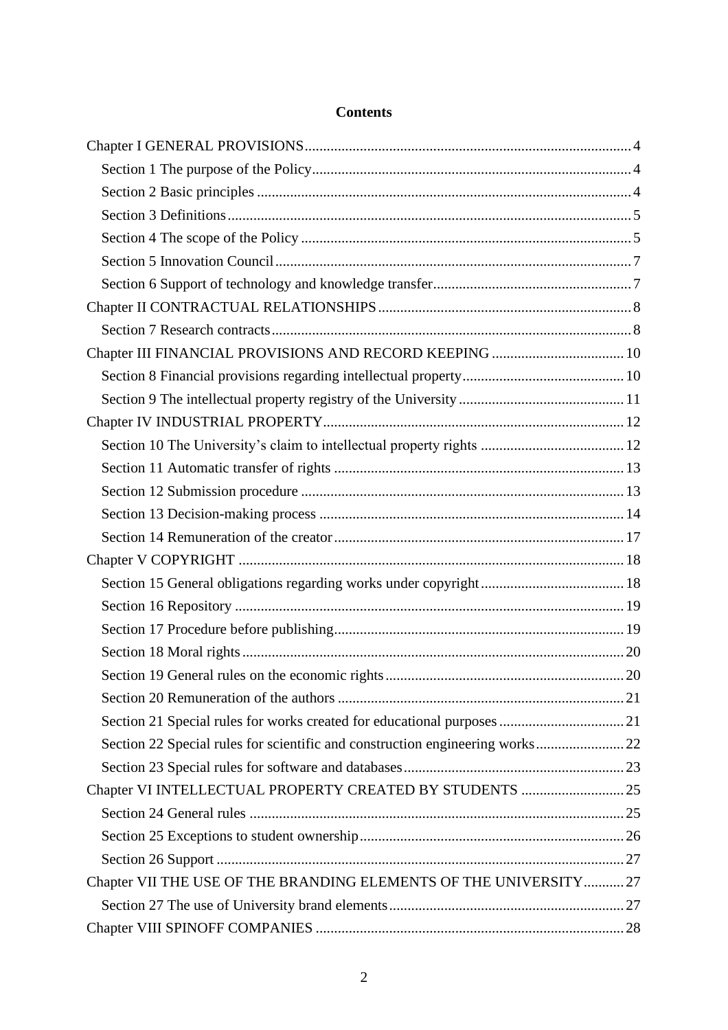# Contents

Chapter I GENERAL PROVISIONS ........ 4
- Section 1 The purpose of the Policy ........ 4
- Section 2 Basic principles ........ 4
- Section 3 Definitions ........ 5
- Section 4 The scope of the Policy ........ 5
- Section 5 Innovation Council ........ 7
- Section 6 Support of technology and knowledge transfer ........ 7

Chapter II CONTRACTUAL RELATIONSHIPS ........ 8
- Section 7 Research contracts ........ 8

Chapter III FINANCIAL PROVISIONS AND RECORD KEEPING ........ 10
- Section 8 Financial provisions regarding intellectual property ........ 10
- Section 9 The intellectual property registry of the University ........ 11

Chapter IV INDUSTRIAL PROPERTY ........ 12
- Section 10 The University's claim to intellectual property rights ........ 12
- Section 11 Automatic transfer of rights ........ 13
- Section 12 Submission procedure ........ 13
- Section 13 Decision-making process ........ 14
- Section 14 Remuneration of the creator ........ 17

Chapter V COPYRIGHT ........ 18
- Section 15 General obligations regarding works under copyright ........ 18
- Section 16 Repository ........ 19
- Section 17 Procedure before publishing ........ 19
- Section 18 Moral rights ........ 20
- Section 19 General rules on the economic rights ........ 20
- Section 20 Remuneration of the authors ........ 21
- Section 21 Special rules for works created for educational purposes ........ 21
- Section 22 Special rules for scientific and construction engineering works ........ 22
- Section 23 Special rules for software and databases ........ 23

Chapter VI INTELLECTUAL PROPERTY CREATED BY STUDENTS ........ 25
- Section 24 General rules ........ 25
- Section 25 Exceptions to student ownership ........ 26
- Section 26 Support ........ 27

Chapter VII THE USE OF THE BRANDING ELEMENTS OF THE UNIVERSITY ........ 27
- Section 27 The use of University brand elements ........ 27

Chapter VIII SPINOFF COMPANIES ........ 28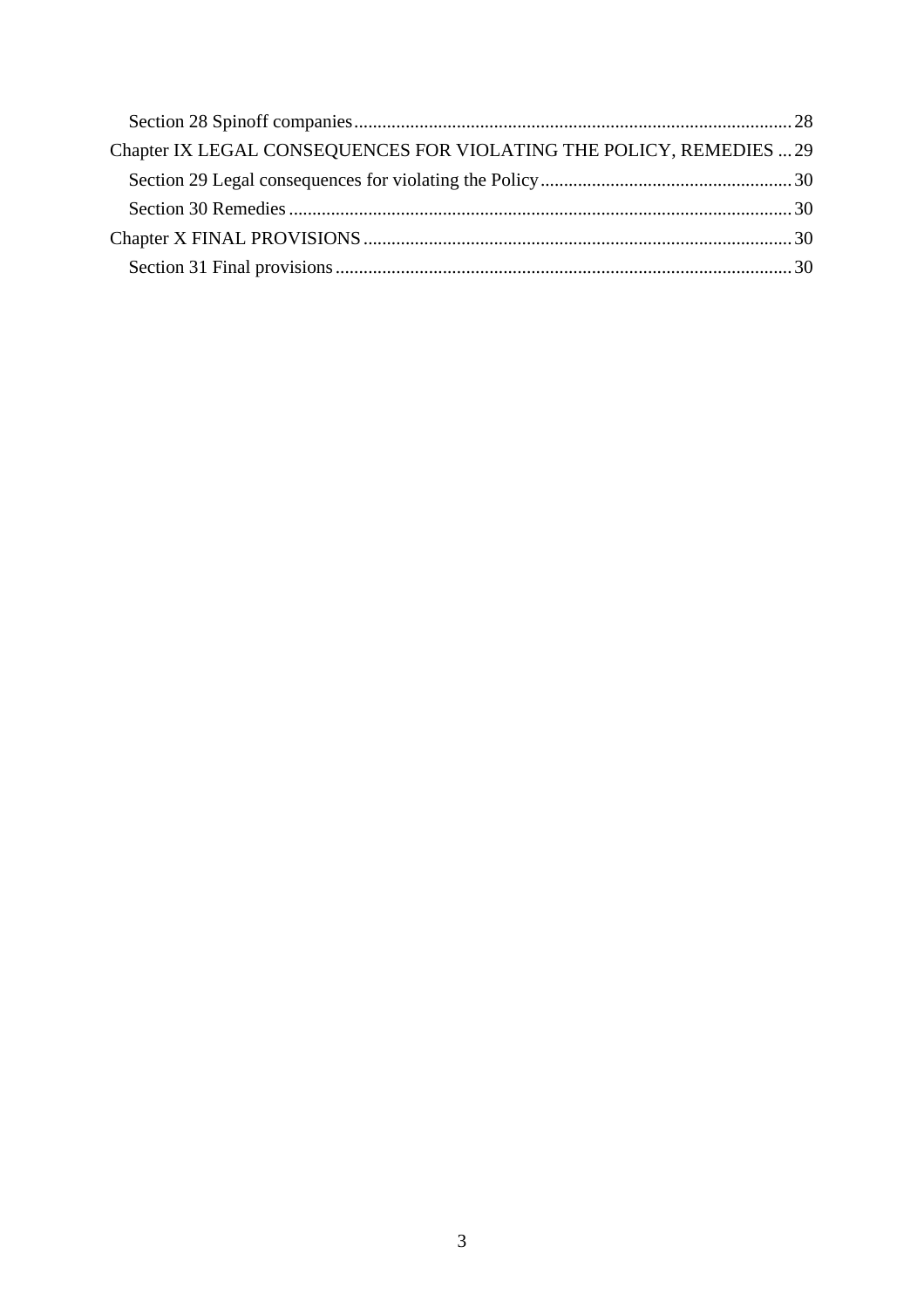Section 28 Spinoff companies ..... 28

Chapter IX LEGAL CONSEQUENCES FOR VIOLATING THE POLICY, REMEDIES ... 29

Section 29 Legal consequences for violating the Policy ..... 30

Section 30 Remedies ..... 30

Chapter X FINAL PROVISIONS ..... 30

Section 31 Final provisions ..... 30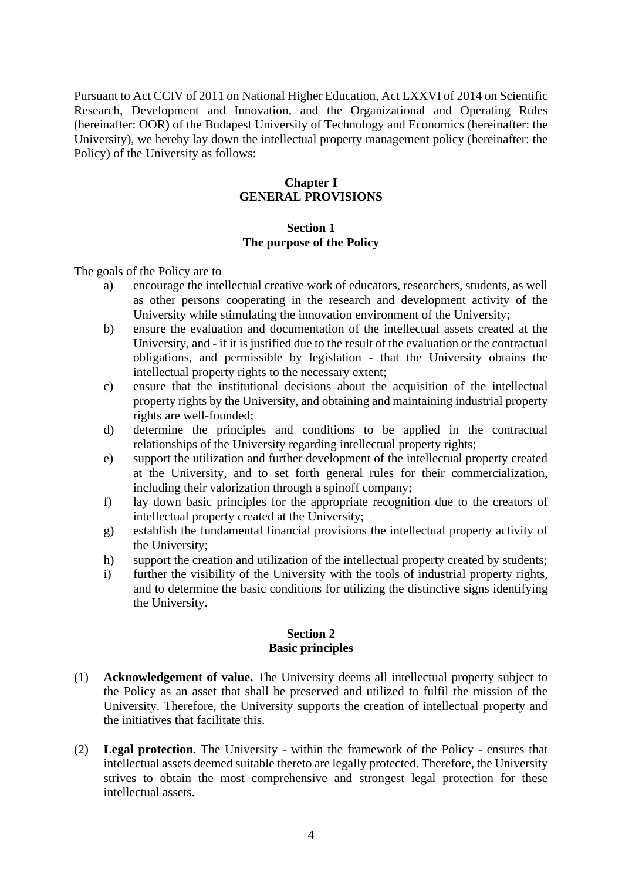Pursuant to Act CCIV of 2011 on National Higher Education, Act LXXVI of 2014 on Scientific Research, Development and Innovation, and the Organizational and Operating Rules (hereinafter: OOR) of the Budapest University of Technology and Economics (hereinafter: the University), we hereby lay down the intellectual property management policy (hereinafter: the Policy) of the University as follows:

## Chapter I
## GENERAL PROVISIONS

### Section 1
### The purpose of the Policy

The goals of the Policy are to

a) encourage the intellectual creative work of educators, researchers, students, as well as other persons cooperating in the research and development activity of the University while stimulating the innovation environment of the University;
b) ensure the evaluation and documentation of the intellectual assets created at the University, and - if it is justified due to the result of the evaluation or the contractual obligations, and permissible by legislation - that the University obtains the intellectual property rights to the necessary extent;
c) ensure that the institutional decisions about the acquisition of the intellectual property rights by the University, and obtaining and maintaining industrial property rights are well-founded;
d) determine the principles and conditions to be applied in the contractual relationships of the University regarding intellectual property rights;
e) support the utilization and further development of the intellectual property created at the University, and to set forth general rules for their commercialization, including their valorization through a spinoff company;
f) lay down basic principles for the appropriate recognition due to the creators of intellectual property created at the University;
g) establish the fundamental financial provisions the intellectual property activity of the University;
h) support the creation and utilization of the intellectual property created by students;
i) further the visibility of the University with the tools of industrial property rights, and to determine the basic conditions for utilizing the distinctive signs identifying the University.

### Section 2
### Basic principles

(1) **Acknowledgement of value.** The University deems all intellectual property subject to the Policy as an asset that shall be preserved and utilized to fulfil the mission of the University. Therefore, the University supports the creation of intellectual property and the initiatives that facilitate this.

(2) **Legal protection.** The University - within the framework of the Policy - ensures that intellectual assets deemed suitable thereto are legally protected. Therefore, the University strives to obtain the most comprehensive and strongest legal protection for these intellectual assets.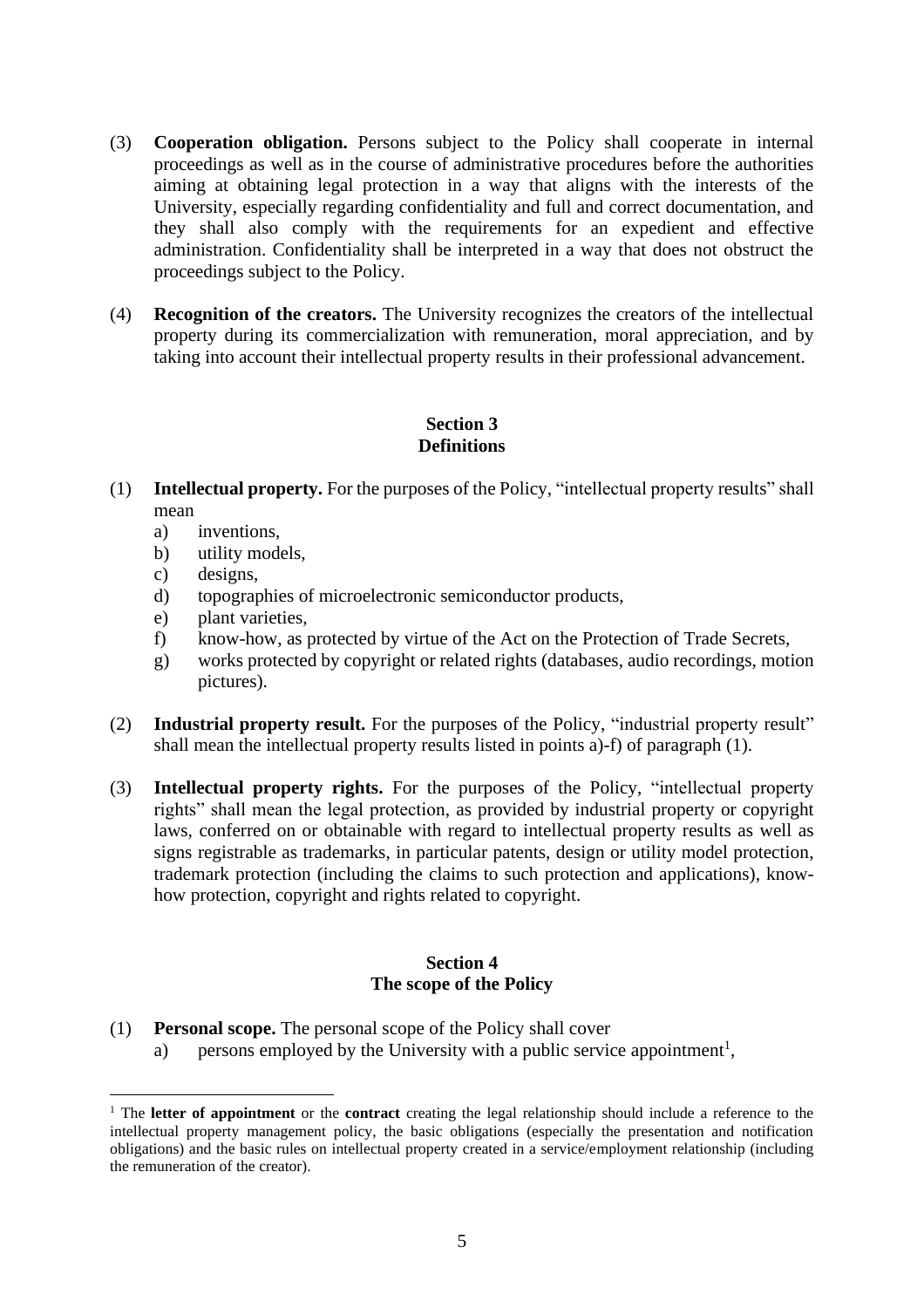(3) **Cooperation obligation.** Persons subject to the Policy shall cooperate in internal proceedings as well as in the course of administrative procedures before the authorities aiming at obtaining legal protection in a way that aligns with the interests of the University, especially regarding confidentiality and full and correct documentation, and they shall also comply with the requirements for an expedient and effective administration. Confidentiality shall be interpreted in a way that does not obstruct the proceedings subject to the Policy.

(4) **Recognition of the creators.** The University recognizes the creators of the intellectual property during its commercialization with remuneration, moral appreciation, and by taking into account their intellectual property results in their professional advancement.

## Section 3
## Definitions

(1) **Intellectual property.** For the purposes of the Policy, "intellectual property results" shall mean
   a) inventions,
   b) utility models,
   c) designs,
   d) topographies of microelectronic semiconductor products,
   e) plant varieties,
   f) know-how, as protected by virtue of the Act on the Protection of Trade Secrets,
   g) works protected by copyright or related rights (databases, audio recordings, motion pictures).

(2) **Industrial property result.** For the purposes of the Policy, "industrial property result" shall mean the intellectual property results listed in points a)-f) of paragraph (1).

(3) **Intellectual property rights.** For the purposes of the Policy, "intellectual property rights" shall mean the legal protection, as provided by industrial property or copyright laws, conferred on or obtainable with regard to intellectual property results as well as signs registrable as trademarks, in particular patents, design or utility model protection, trademark protection (including the claims to such protection and applications), know-how protection, copyright and rights related to copyright.

## Section 4
## The scope of the Policy

(1) **Personal scope.** The personal scope of the Policy shall cover
   a) persons employed by the University with a public service appointment[1],

[1] The **letter of appointment** or the **contract** creating the legal relationship should include a reference to the intellectual property management policy, the basic obligations (especially the presentation and notification obligations) and the basic rules on intellectual property created in a service/employment relationship (including the remuneration of the creator).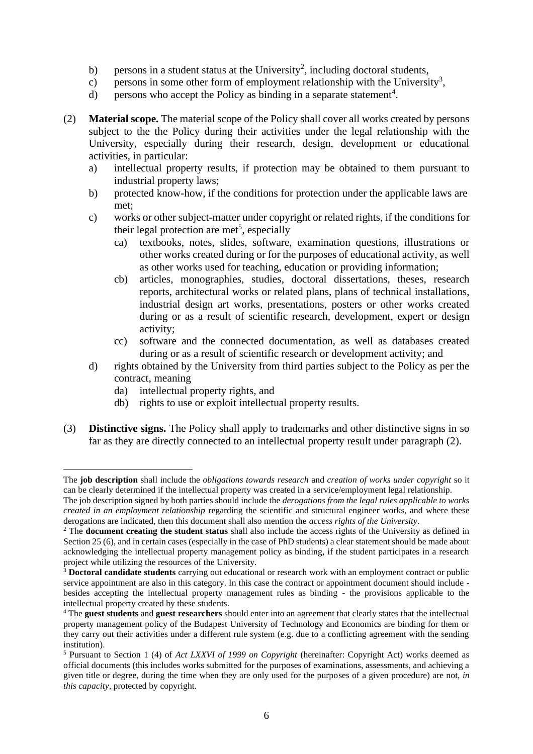b) persons in a student status at the University[2], including doctoral students,
c) persons in some other form of employment relationship with the University[3],
d) persons who accept the Policy as binding in a separate statement[4].

(2) **Material scope.** The material scope of the Policy shall cover all works created by persons subject to the the Policy during their activities under the legal relationship with the University, especially during their research, design, development or educational activities, in particular:
   a) intellectual property results, if protection may be obtained to them pursuant to industrial property laws;
   b) protected know-how, if the conditions for protection under the applicable laws are met;
   c) works or other subject-matter under copyright or related rights, if the conditions for their legal protection are met[5], especially
      ca) textbooks, notes, slides, software, examination questions, illustrations or other works created during or for the purposes of educational activity, as well as other works used for teaching, education or providing information;
      cb) articles, monographies, studies, doctoral dissertations, theses, research reports, architectural works or related plans, plans of technical installations, industrial design art works, presentations, posters or other works created during or as a result of scientific research, development, expert or design activity;
      cc) software and the connected documentation, as well as databases created during or as a result of scientific research or development activity; and
   d) rights obtained by the University from third parties subject to the Policy as per the contract, meaning
      da) intellectual property rights, and
      db) rights to use or exploit intellectual property results.

(3) **Distinctive signs.** The Policy shall apply to trademarks and other distinctive signs in so far as they are directly connected to an intellectual property result under paragraph (2).

---

The **job description** shall include the *obligations towards research* and *creation of works under copyright* so it can be clearly determined if the intellectual property was created in a service/employment legal relationship.
The job description signed by both parties should include the *derogations from the legal rules applicable to works created in an employment relationship* regarding the scientific and structural engineer works, and where these derogations are indicated, then this document shall also mention the *access rights of the University*.

[2] The **document creating the student status** shall also include the access rights of the University as defined in Section 25 (6), and in certain cases (especially in the case of PhD students) a clear statement should be made about acknowledging the intellectual property management policy as binding, if the student participates in a research project while utilizing the resources of the University.

[3] **Doctoral candidate students** carrying out educational or research work with an employment contract or public service appointment are also in this category. In this case the contract or appointment document should include - besides accepting the intellectual property management rules as binding - the provisions applicable to the intellectual property created by these students.

[4] The **guest students** and **guest researchers** should enter into an agreement that clearly states that the intellectual property management policy of the Budapest University of Technology and Economics are binding for them or they carry out their activities under a different rule system (e.g. due to a conflicting agreement with the sending institution).

[5] Pursuant to Section 1 (4) of *Act LXXVI of 1999 on Copyright* (hereinafter: Copyright Act) works deemed as official documents (this includes works submitted for the purposes of examinations, assessments, and achieving a given title or degree, during the time when they are only used for the purposes of a given procedure) are not, *in this capacity*, protected by copyright.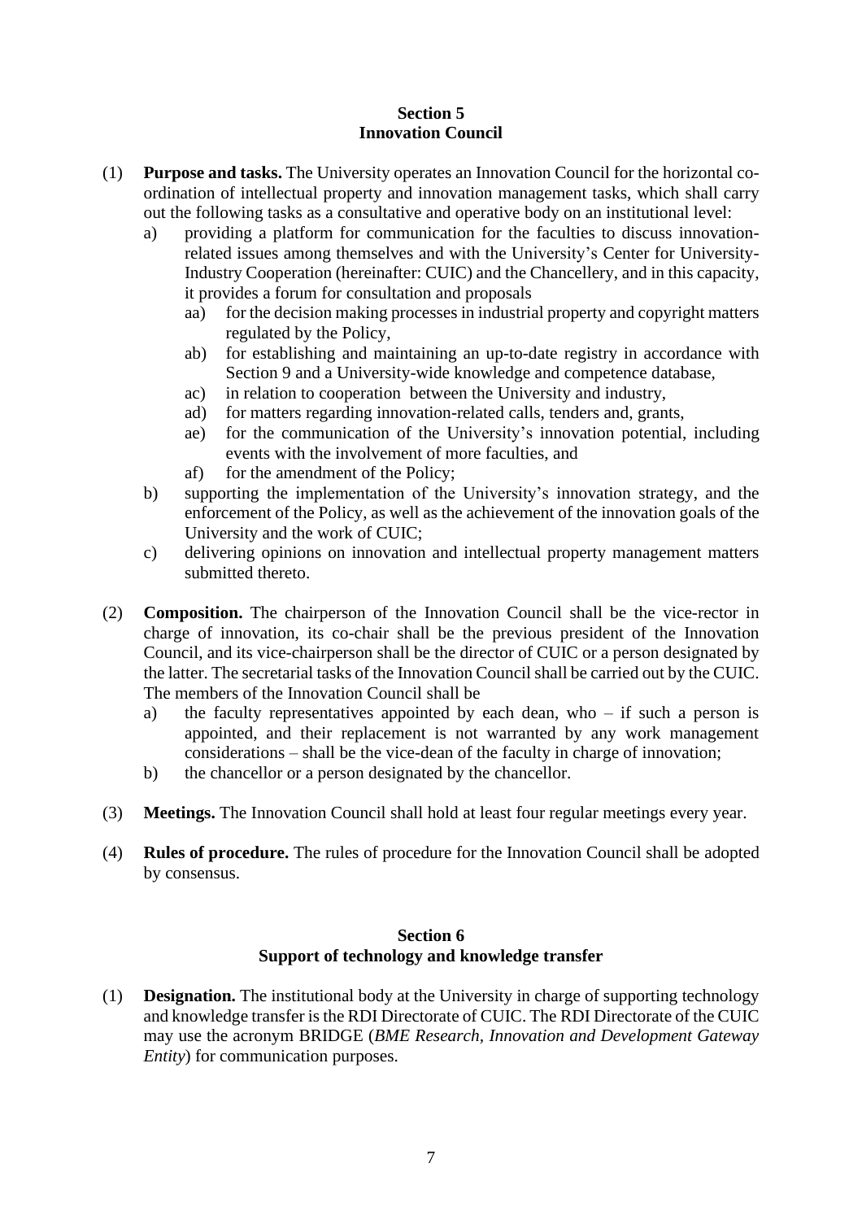## Section 5
## Innovation Council

(1) **Purpose and tasks.** The University operates an Innovation Council for the horizontal co-ordination of intellectual property and innovation management tasks, which shall carry out the following tasks as a consultative and operative body on an institutional level:
   a) providing a platform for communication for the faculties to discuss innovation-related issues among themselves and with the University's Center for University-Industry Cooperation (hereinafter: CUIC) and the Chancellery, and in this capacity, it provides a forum for consultation and proposals
      aa) for the decision making processes in industrial property and copyright matters regulated by the Policy,
      ab) for establishing and maintaining an up-to-date registry in accordance with Section 9 and a University-wide knowledge and competence database,
      ac) in relation to cooperation between the University and industry,
      ad) for matters regarding innovation-related calls, tenders and, grants,
      ae) for the communication of the University's innovation potential, including events with the involvement of more faculties, and
      af) for the amendment of the Policy;
   b) supporting the implementation of the University's innovation strategy, and the enforcement of the Policy, as well as the achievement of the innovation goals of the University and the work of CUIC;
   c) delivering opinions on innovation and intellectual property management matters submitted thereto.

(2) **Composition.** The chairperson of the Innovation Council shall be the vice-rector in charge of innovation, its co-chair shall be the previous president of the Innovation Council, and its vice-chairperson shall be the director of CUIC or a person designated by the latter. The secretarial tasks of the Innovation Council shall be carried out by the CUIC. The members of the Innovation Council shall be
   a) the faculty representatives appointed by each dean, who – if such a person is appointed, and their replacement is not warranted by any work management considerations – shall be the vice-dean of the faculty in charge of innovation;
   b) the chancellor or a person designated by the chancellor.

(3) **Meetings.** The Innovation Council shall hold at least four regular meetings every year.

(4) **Rules of procedure.** The rules of procedure for the Innovation Council shall be adopted by consensus.

## Section 6
## Support of technology and knowledge transfer

(1) **Designation.** The institutional body at the University in charge of supporting technology and knowledge transfer is the RDI Directorate of CUIC. The RDI Directorate of the CUIC may use the acronym BRIDGE (*BME Research, Innovation and Development Gateway Entity*) for communication purposes.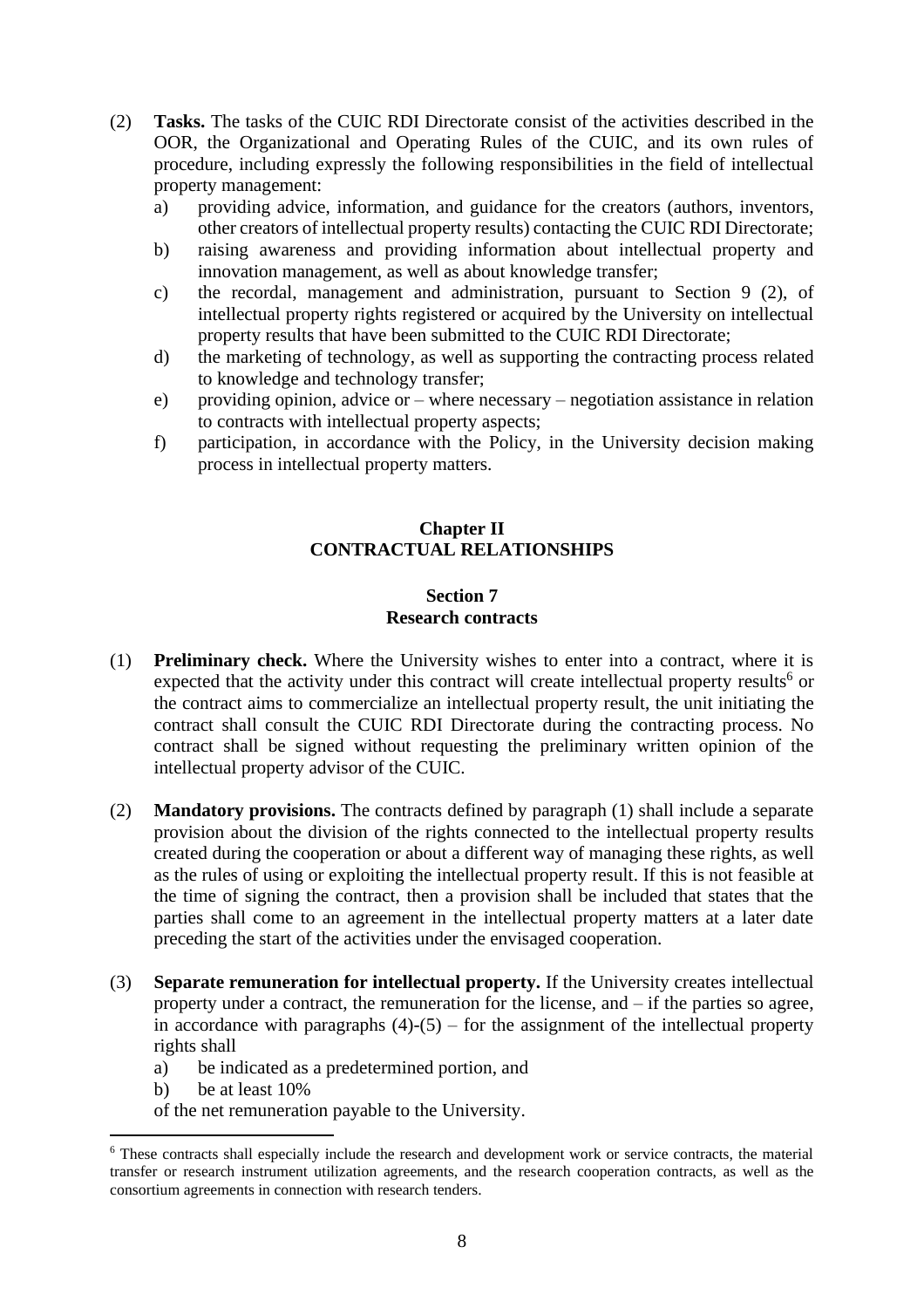(2) **Tasks.** The tasks of the CUIC RDI Directorate consist of the activities described in the OOR, the Organizational and Operating Rules of the CUIC, and its own rules of procedure, including expressly the following responsibilities in the field of intellectual property management:

   a) providing advice, information, and guidance for the creators (authors, inventors, other creators of intellectual property results) contacting the CUIC RDI Directorate;
   b) raising awareness and providing information about intellectual property and innovation management, as well as about knowledge transfer;
   c) the recordal, management and administration, pursuant to Section 9 (2), of intellectual property rights registered or acquired by the University on intellectual property results that have been submitted to the CUIC RDI Directorate;
   d) the marketing of technology, as well as supporting the contracting process related to knowledge and technology transfer;
   e) providing opinion, advice or – where necessary – negotiation assistance in relation to contracts with intellectual property aspects;
   f) participation, in accordance with the Policy, in the University decision making process in intellectual property matters.

## Chapter II
## CONTRACTUAL RELATIONSHIPS

### Section 7
### Research contracts

(1) **Preliminary check.** Where the University wishes to enter into a contract, where it is expected that the activity under this contract will create intellectual property results[6] or the contract aims to commercialize an intellectual property result, the unit initiating the contract shall consult the CUIC RDI Directorate during the contracting process. No contract shall be signed without requesting the preliminary written opinion of the intellectual property advisor of the CUIC.

(2) **Mandatory provisions.** The contracts defined by paragraph (1) shall include a separate provision about the division of the rights connected to the intellectual property results created during the cooperation or about a different way of managing these rights, as well as the rules of using or exploiting the intellectual property result. If this is not feasible at the time of signing the contract, then a provision shall be included that states that the parties shall come to an agreement in the intellectual property matters at a later date preceding the start of the activities under the envisaged cooperation.

(3) **Separate remuneration for intellectual property.** If the University creates intellectual property under a contract, the remuneration for the license, and – if the parties so agree, in accordance with paragraphs (4)-(5) – for the assignment of the intellectual property rights shall

   a) be indicated as a predetermined portion, and
   b) be at least 10%

   of the net remuneration payable to the University.

---

[6] These contracts shall especially include the research and development work or service contracts, the material transfer or research instrument utilization agreements, and the research cooperation contracts, as well as the consortium agreements in connection with research tenders.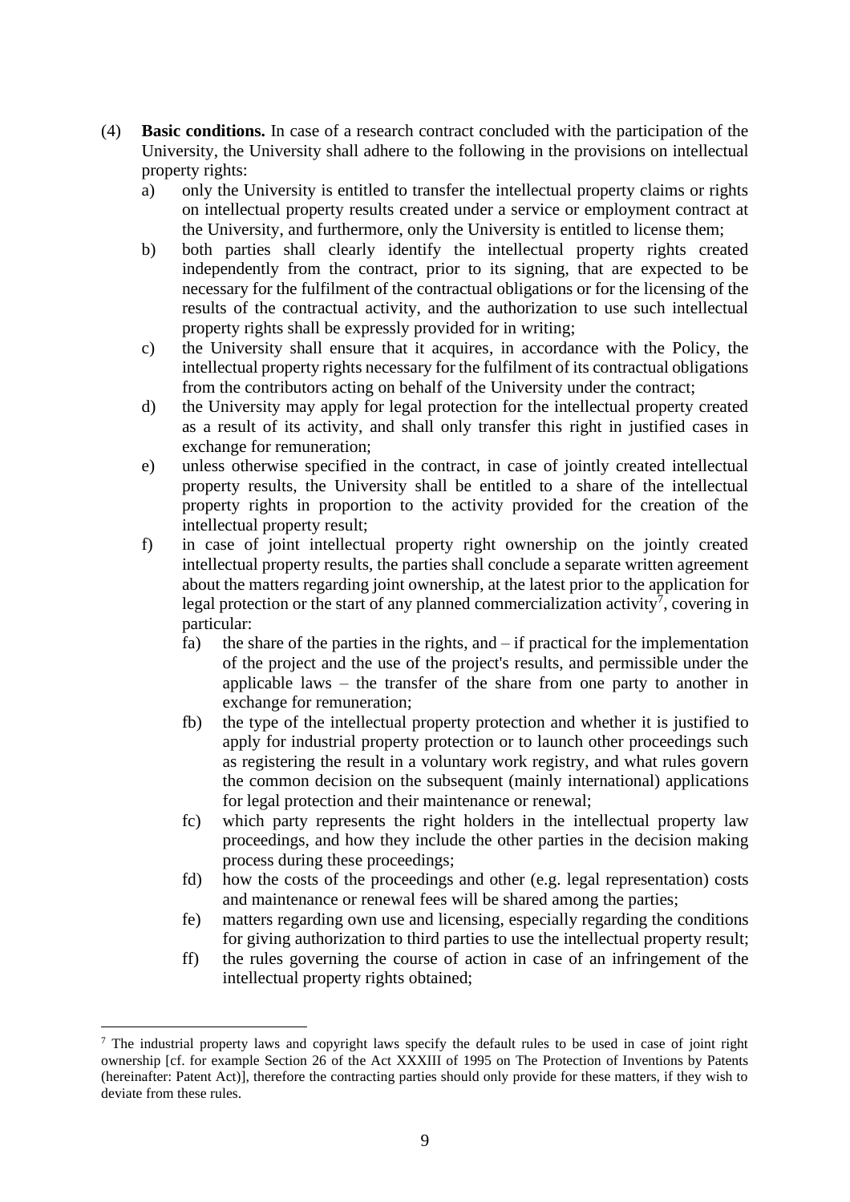(4) **Basic conditions.** In case of a research contract concluded with the participation of the University, the University shall adhere to the following in the provisions on intellectual property rights:

a) only the University is entitled to transfer the intellectual property claims or rights on intellectual property results created under a service or employment contract at the University, and furthermore, only the University is entitled to license them;

b) both parties shall clearly identify the intellectual property rights created independently from the contract, prior to its signing, that are expected to be necessary for the fulfilment of the contractual obligations or for the licensing of the results of the contractual activity, and the authorization to use such intellectual property rights shall be expressly provided for in writing;

c) the University shall ensure that it acquires, in accordance with the Policy, the intellectual property rights necessary for the fulfilment of its contractual obligations from the contributors acting on behalf of the University under the contract;

d) the University may apply for legal protection for the intellectual property created as a result of its activity, and shall only transfer this right in justified cases in exchange for remuneration;

e) unless otherwise specified in the contract, in case of jointly created intellectual property results, the University shall be entitled to a share of the intellectual property rights in proportion to the activity provided for the creation of the intellectual property result;

f) in case of joint intellectual property right ownership on the jointly created intellectual property results, the parties shall conclude a separate written agreement about the matters regarding joint ownership, at the latest prior to the application for legal protection or the start of any planned commercialization activity[7], covering in particular:

fa) the share of the parties in the rights, and – if practical for the implementation of the project and the use of the project's results, and permissible under the applicable laws – the transfer of the share from one party to another in exchange for remuneration;

fb) the type of the intellectual property protection and whether it is justified to apply for industrial property protection or to launch other proceedings such as registering the result in a voluntary work registry, and what rules govern the common decision on the subsequent (mainly international) applications for legal protection and their maintenance or renewal;

fc) which party represents the right holders in the intellectual property law proceedings, and how they include the other parties in the decision making process during these proceedings;

fd) how the costs of the proceedings and other (e.g. legal representation) costs and maintenance or renewal fees will be shared among the parties;

fe) matters regarding own use and licensing, especially regarding the conditions for giving authorization to third parties to use the intellectual property result;

ff) the rules governing the course of action in case of an infringement of the intellectual property rights obtained;

---

[7] The industrial property laws and copyright laws specify the default rules to be used in case of joint right ownership [cf. for example Section 26 of the Act XXXIII of 1995 on The Protection of Inventions by Patents (hereinafter: Patent Act)], therefore the contracting parties should only provide for these matters, if they wish to deviate from these rules.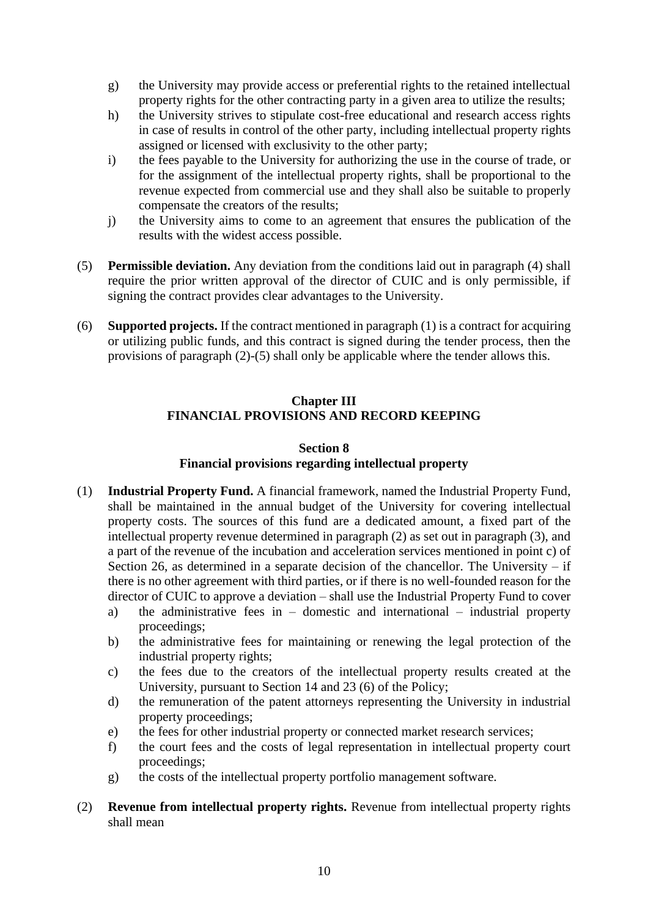g) the University may provide access or preferential rights to the retained intellectual property rights for the other contracting party in a given area to utilize the results;
h) the University strives to stipulate cost-free educational and research access rights in case of results in control of the other party, including intellectual property rights assigned or licensed with exclusivity to the other party;
i) the fees payable to the University for authorizing the use in the course of trade, or for the assignment of the intellectual property rights, shall be proportional to the revenue expected from commercial use and they shall also be suitable to properly compensate the creators of the results;
j) the University aims to come to an agreement that ensures the publication of the results with the widest access possible.

(5) **Permissible deviation.** Any deviation from the conditions laid out in paragraph (4) shall require the prior written approval of the director of CUIC and is only permissible, if signing the contract provides clear advantages to the University.

(6) **Supported projects.** If the contract mentioned in paragraph (1) is a contract for acquiring or utilizing public funds, and this contract is signed during the tender process, then the provisions of paragraph (2)-(5) shall only be applicable where the tender allows this.

## Chapter III
## FINANCIAL PROVISIONS AND RECORD KEEPING

### Section 8
### Financial provisions regarding intellectual property

(1) **Industrial Property Fund.** A financial framework, named the Industrial Property Fund, shall be maintained in the annual budget of the University for covering intellectual property costs. The sources of this fund are a dedicated amount, a fixed part of the intellectual property revenue determined in paragraph (2) as set out in paragraph (3), and a part of the revenue of the incubation and acceleration services mentioned in point c) of Section 26, as determined in a separate decision of the chancellor. The University – if there is no other agreement with third parties, or if there is no well-founded reason for the director of CUIC to approve a deviation – shall use the Industrial Property Fund to cover
a) the administrative fees in – domestic and international – industrial property proceedings;
b) the administrative fees for maintaining or renewing the legal protection of the industrial property rights;
c) the fees due to the creators of the intellectual property results created at the University, pursuant to Section 14 and 23 (6) of the Policy;
d) the remuneration of the patent attorneys representing the University in industrial property proceedings;
e) the fees for other industrial property or connected market research services;
f) the court fees and the costs of legal representation in intellectual property court proceedings;
g) the costs of the intellectual property portfolio management software.

(2) **Revenue from intellectual property rights.** Revenue from intellectual property rights shall mean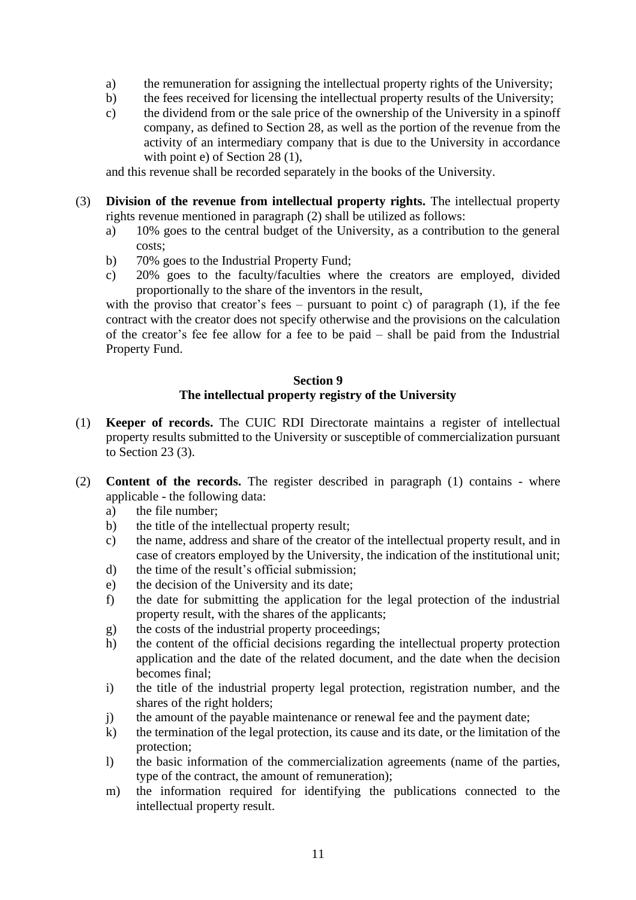a) the remuneration for assigning the intellectual property rights of the University;
b) the fees received for licensing the intellectual property results of the University;
c) the dividend from or the sale price of the ownership of the University in a spinoff company, as defined to Section 28, as well as the portion of the revenue from the activity of an intermediary company that is due to the University in accordance with point e) of Section 28 (1),

and this revenue shall be recorded separately in the books of the University.

(3) **Division of the revenue from intellectual property rights.** The intellectual property rights revenue mentioned in paragraph (2) shall be utilized as follows:

a) 10% goes to the central budget of the University, as a contribution to the general costs;
b) 70% goes to the Industrial Property Fund;
c) 20% goes to the faculty/faculties where the creators are employed, divided proportionally to the share of the inventors in the result,

with the proviso that creator's fees – pursuant to point c) of paragraph (1), if the fee contract with the creator does not specify otherwise and the provisions on the calculation of the creator's fee fee allow for a fee to be paid – shall be paid from the Industrial Property Fund.

## Section 9
## The intellectual property registry of the University

(1) **Keeper of records.** The CUIC RDI Directorate maintains a register of intellectual property results submitted to the University or susceptible of commercialization pursuant to Section 23 (3).

(2) **Content of the records.** The register described in paragraph (1) contains - where applicable - the following data:

a) the file number;
b) the title of the intellectual property result;
c) the name, address and share of the creator of the intellectual property result, and in case of creators employed by the University, the indication of the institutional unit;
d) the time of the result's official submission;
e) the decision of the University and its date;
f) the date for submitting the application for the legal protection of the industrial property result, with the shares of the applicants;
g) the costs of the industrial property proceedings;
h) the content of the official decisions regarding the intellectual property protection application and the date of the related document, and the date when the decision becomes final;
i) the title of the industrial property legal protection, registration number, and the shares of the right holders;
j) the amount of the payable maintenance or renewal fee and the payment date;
k) the termination of the legal protection, its cause and its date, or the limitation of the protection;
l) the basic information of the commercialization agreements (name of the parties, type of the contract, the amount of remuneration);
m) the information required for identifying the publications connected to the intellectual property result.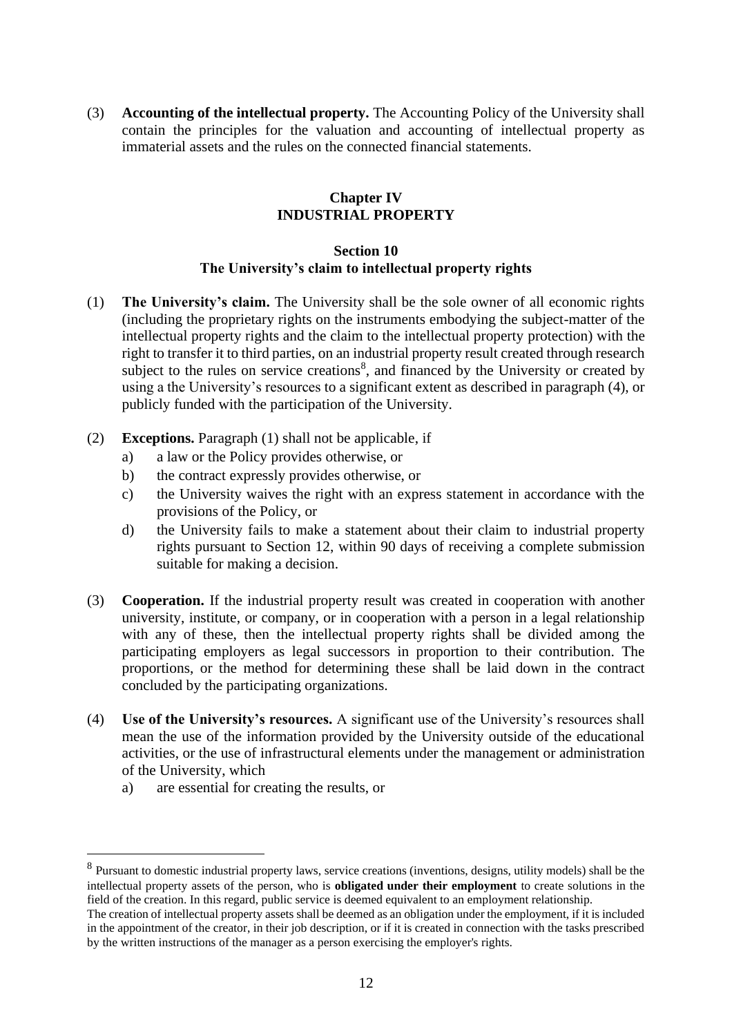(3) **Accounting of the intellectual property.** The Accounting Policy of the University shall contain the principles for the valuation and accounting of intellectual property as immaterial assets and the rules on the connected financial statements.

## Chapter IV
## INDUSTRIAL PROPERTY

### Section 10
### The University's claim to intellectual property rights

(1) **The University's claim.** The University shall be the sole owner of all economic rights (including the proprietary rights on the instruments embodying the subject-matter of the intellectual property rights and the claim to the intellectual property protection) with the right to transfer it to third parties, on an industrial property result created through research subject to the rules on service creations[8], and financed by the University or created by using a the University's resources to a significant extent as described in paragraph (4), or publicly funded with the participation of the University.

(2) **Exceptions.** Paragraph (1) shall not be applicable, if
   a) a law or the Policy provides otherwise, or
   b) the contract expressly provides otherwise, or
   c) the University waives the right with an express statement in accordance with the provisions of the Policy, or
   d) the University fails to make a statement about their claim to industrial property rights pursuant to Section 12, within 90 days of receiving a complete submission suitable for making a decision.

(3) **Cooperation.** If the industrial property result was created in cooperation with another university, institute, or company, or in cooperation with a person in a legal relationship with any of these, then the intellectual property rights shall be divided among the participating employers as legal successors in proportion to their contribution. The proportions, or the method for determining these shall be laid down in the contract concluded by the participating organizations.

(4) **Use of the University's resources.** A significant use of the University's resources shall mean the use of the information provided by the University outside of the educational activities, or the use of infrastructural elements under the management or administration of the University, which
   a) are essential for creating the results, or

---

[8] Pursuant to domestic industrial property laws, service creations (inventions, designs, utility models) shall be the intellectual property assets of the person, who is **obligated under their employment** to create solutions in the field of the creation. In this regard, public service is deemed equivalent to an employment relationship.
The creation of intellectual property assets shall be deemed as an obligation under the employment, if it is included in the appointment of the creator, in their job description, or if it is created in connection with the tasks prescribed by the written instructions of the manager as a person exercising the employer's rights.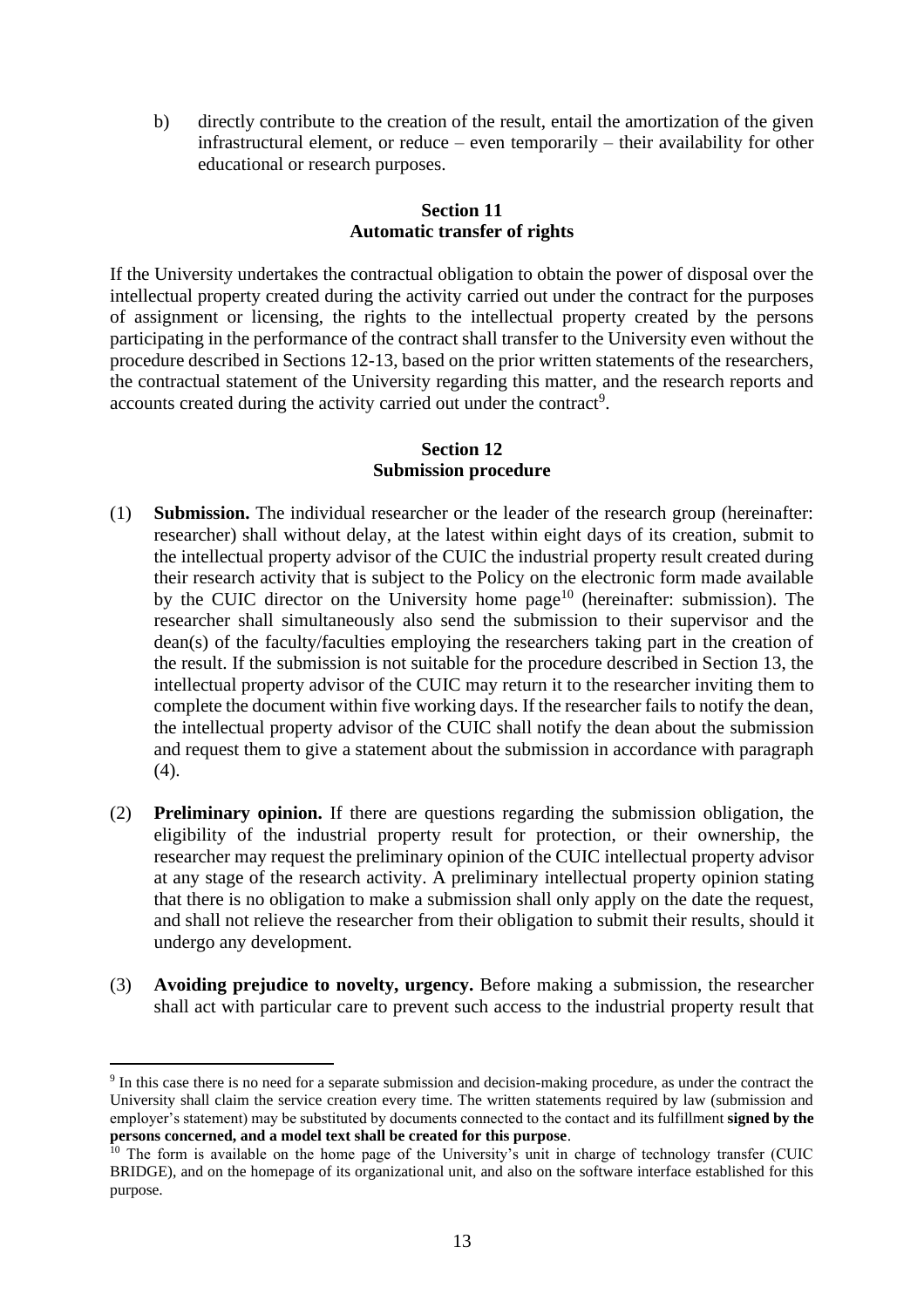b) directly contribute to the creation of the result, entail the amortization of the given infrastructural element, or reduce – even temporarily – their availability for other educational or research purposes.

## Section 11
## Automatic transfer of rights

If the University undertakes the contractual obligation to obtain the power of disposal over the intellectual property created during the activity carried out under the contract for the purposes of assignment or licensing, the rights to the intellectual property created by the persons participating in the performance of the contract shall transfer to the University even without the procedure described in Sections 12-13, based on the prior written statements of the researchers, the contractual statement of the University regarding this matter, and the research reports and accounts created during the activity carried out under the contract[9].

## Section 12
## Submission procedure

(1) **Submission.** The individual researcher or the leader of the research group (hereinafter: researcher) shall without delay, at the latest within eight days of its creation, submit to the intellectual property advisor of the CUIC the industrial property result created during their research activity that is subject to the Policy on the electronic form made available by the CUIC director on the University home page[10] (hereinafter: submission). The researcher shall simultaneously also send the submission to their supervisor and the dean(s) of the faculty/faculties employing the researchers taking part in the creation of the result. If the submission is not suitable for the procedure described in Section 13, the intellectual property advisor of the CUIC may return it to the researcher inviting them to complete the document within five working days. If the researcher fails to notify the dean, the intellectual property advisor of the CUIC shall notify the dean about the submission and request them to give a statement about the submission in accordance with paragraph (4).

(2) **Preliminary opinion.** If there are questions regarding the submission obligation, the eligibility of the industrial property result for protection, or their ownership, the researcher may request the preliminary opinion of the CUIC intellectual property advisor at any stage of the research activity. A preliminary intellectual property opinion stating that there is no obligation to make a submission shall only apply on the date the request, and shall not relieve the researcher from their obligation to submit their results, should it undergo any development.

(3) **Avoiding prejudice to novelty, urgency.** Before making a submission, the researcher shall act with particular care to prevent such access to the industrial property result that

---

[9] In this case there is no need for a separate submission and decision-making procedure, as under the contract the University shall claim the service creation every time. The written statements required by law (submission and employer's statement) may be substituted by documents connected to the contact and its fulfillment **signed by the persons concerned, and a model text shall be created for this purpose**.

[10] The form is available on the home page of the University's unit in charge of technology transfer (CUIC BRIDGE), and on the homepage of its organizational unit, and also on the software interface established for this purpose.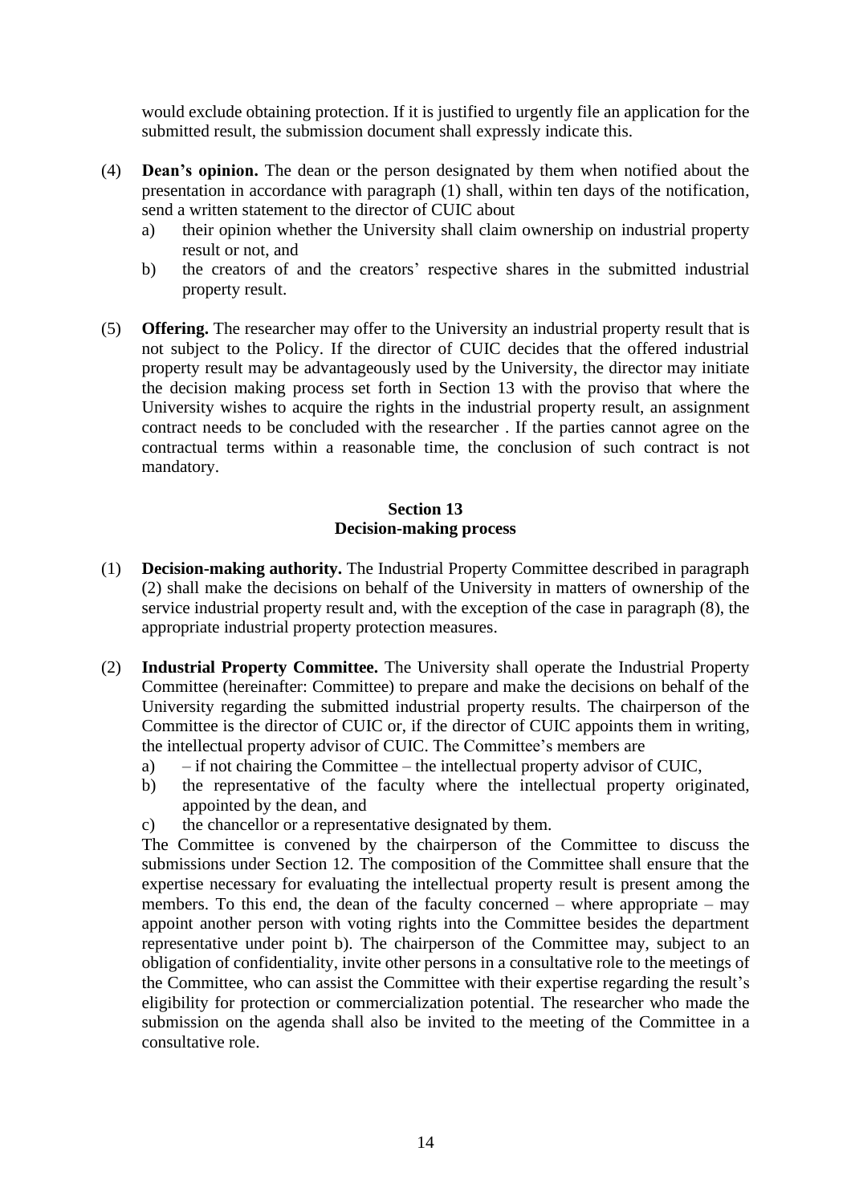would exclude obtaining protection. If it is justified to urgently file an application for the submitted result, the submission document shall expressly indicate this.

(4) **Dean's opinion.** The dean or the person designated by them when notified about the presentation in accordance with paragraph (1) shall, within ten days of the notification, send a written statement to the director of CUIC about

a) their opinion whether the University shall claim ownership on industrial property result or not, and
b) the creators of and the creators' respective shares in the submitted industrial property result.

(5) **Offering.** The researcher may offer to the University an industrial property result that is not subject to the Policy. If the director of CUIC decides that the offered industrial property result may be advantageously used by the University, the director may initiate the decision making process set forth in Section 13 with the proviso that where the University wishes to acquire the rights in the industrial property result, an assignment contract needs to be concluded with the researcher . If the parties cannot agree on the contractual terms within a reasonable time, the conclusion of such contract is not mandatory.

## Section 13
## Decision-making process

(1) **Decision-making authority.** The Industrial Property Committee described in paragraph (2) shall make the decisions on behalf of the University in matters of ownership of the service industrial property result and, with the exception of the case in paragraph (8), the appropriate industrial property protection measures.

(2) **Industrial Property Committee.** The University shall operate the Industrial Property Committee (hereinafter: Committee) to prepare and make the decisions on behalf of the University regarding the submitted industrial property results. The chairperson of the Committee is the director of CUIC or, if the director of CUIC appoints them in writing, the intellectual property advisor of CUIC. The Committee's members are

a) – if not chairing the Committee – the intellectual property advisor of CUIC,
b) the representative of the faculty where the intellectual property originated, appointed by the dean, and
c) the chancellor or a representative designated by them.

The Committee is convened by the chairperson of the Committee to discuss the submissions under Section 12. The composition of the Committee shall ensure that the expertise necessary for evaluating the intellectual property result is present among the members. To this end, the dean of the faculty concerned – where appropriate – may appoint another person with voting rights into the Committee besides the department representative under point b). The chairperson of the Committee may, subject to an obligation of confidentiality, invite other persons in a consultative role to the meetings of the Committee, who can assist the Committee with their expertise regarding the result's eligibility for protection or commercialization potential. The researcher who made the submission on the agenda shall also be invited to the meeting of the Committee in a consultative role.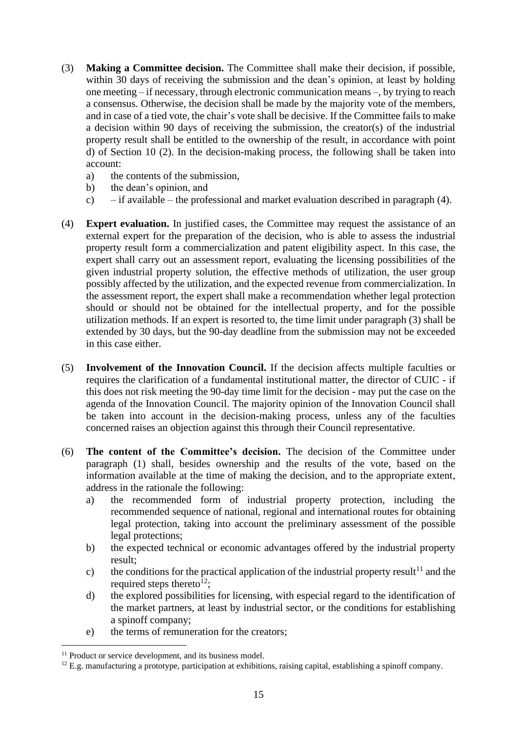(3) **Making a Committee decision.** The Committee shall make their decision, if possible, within 30 days of receiving the submission and the dean's opinion, at least by holding one meeting – if necessary, through electronic communication means –, by trying to reach a consensus. Otherwise, the decision shall be made by the majority vote of the members, and in case of a tied vote, the chair's vote shall be decisive. If the Committee fails to make a decision within 90 days of receiving the submission, the creator(s) of the industrial property result shall be entitled to the ownership of the result, in accordance with point d) of Section 10 (2). In the decision-making process, the following shall be taken into account:

   a) the contents of the submission,
   b) the dean's opinion, and
   c) – if available – the professional and market evaluation described in paragraph (4).

(4) **Expert evaluation.** In justified cases, the Committee may request the assistance of an external expert for the preparation of the decision, who is able to assess the industrial property result form a commercialization and patent eligibility aspect. In this case, the expert shall carry out an assessment report, evaluating the licensing possibilities of the given industrial property solution, the effective methods of utilization, the user group possibly affected by the utilization, and the expected revenue from commercialization. In the assessment report, the expert shall make a recommendation whether legal protection should or should not be obtained for the intellectual property, and for the possible utilization methods. If an expert is resorted to, the time limit under paragraph (3) shall be extended by 30 days, but the 90-day deadline from the submission may not be exceeded in this case either.

(5) **Involvement of the Innovation Council.** If the decision affects multiple faculties or requires the clarification of a fundamental institutional matter, the director of CUIC - if this does not risk meeting the 90-day time limit for the decision - may put the case on the agenda of the Innovation Council. The majority opinion of the Innovation Council shall be taken into account in the decision-making process, unless any of the faculties concerned raises an objection against this through their Council representative.

(6) **The content of the Committee's decision.** The decision of the Committee under paragraph (1) shall, besides ownership and the results of the vote, based on the information available at the time of making the decision, and to the appropriate extent, address in the rationale the following:

   a) the recommended form of industrial property protection, including the recommended sequence of national, regional and international routes for obtaining legal protection, taking into account the preliminary assessment of the possible legal protections;
   b) the expected technical or economic advantages offered by the industrial property result;
   c) the conditions for the practical application of the industrial property result[11] and the required steps thereto[12];
   d) the explored possibilities for licensing, with especial regard to the identification of the market partners, at least by industrial sector, or the conditions for establishing a spinoff company;
   e) the terms of remuneration for the creators;

[11] Product or service development, and its business model.

[12] E.g. manufacturing a prototype, participation at exhibitions, raising capital, establishing a spinoff company.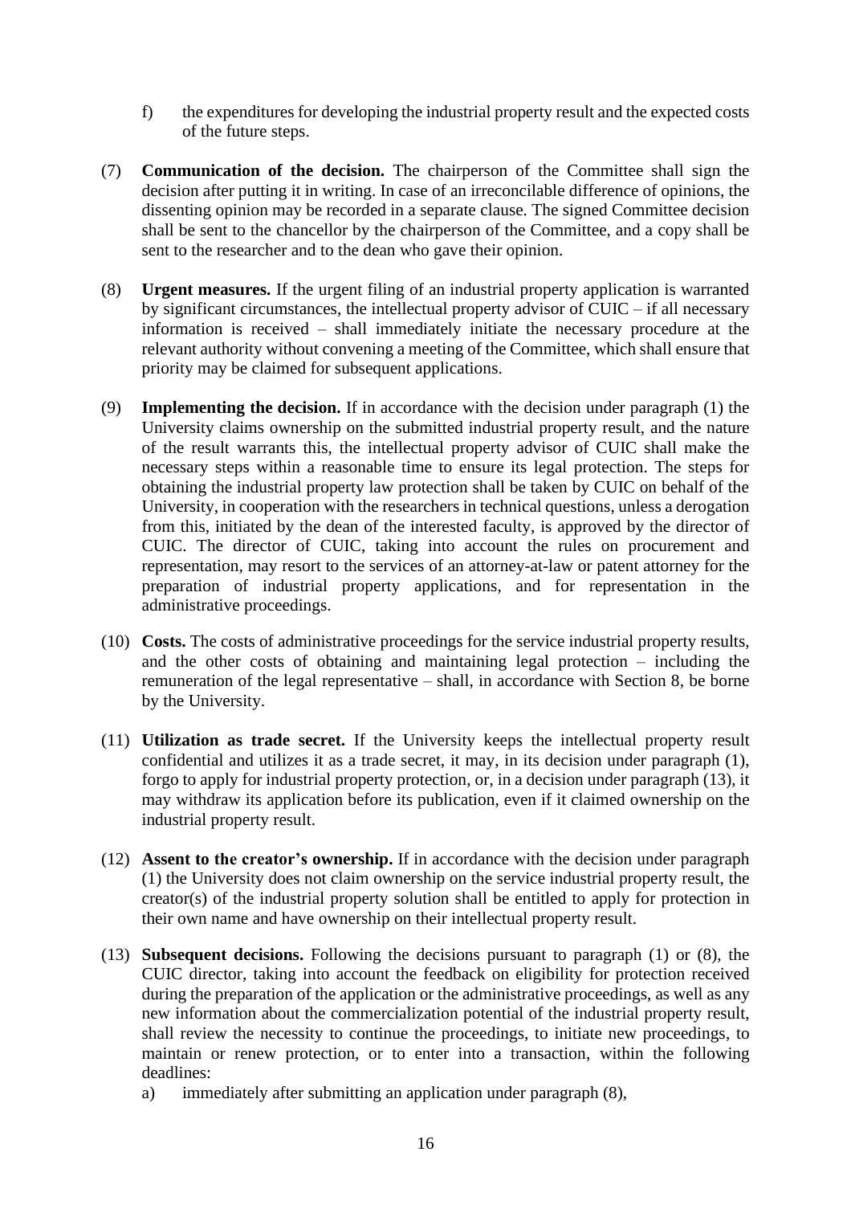f) the expenditures for developing the industrial property result and the expected costs of the future steps.

(7) **Communication of the decision.** The chairperson of the Committee shall sign the decision after putting it in writing. In case of an irreconcilable difference of opinions, the dissenting opinion may be recorded in a separate clause. The signed Committee decision shall be sent to the chancellor by the chairperson of the Committee, and a copy shall be sent to the researcher and to the dean who gave their opinion.

(8) **Urgent measures.** If the urgent filing of an industrial property application is warranted by significant circumstances, the intellectual property advisor of CUIC – if all necessary information is received – shall immediately initiate the necessary procedure at the relevant authority without convening a meeting of the Committee, which shall ensure that priority may be claimed for subsequent applications.

(9) **Implementing the decision.** If in accordance with the decision under paragraph (1) the University claims ownership on the submitted industrial property result, and the nature of the result warrants this, the intellectual property advisor of CUIC shall make the necessary steps within a reasonable time to ensure its legal protection. The steps for obtaining the industrial property law protection shall be taken by CUIC on behalf of the University, in cooperation with the researchers in technical questions, unless a derogation from this, initiated by the dean of the interested faculty, is approved by the director of CUIC. The director of CUIC, taking into account the rules on procurement and representation, may resort to the services of an attorney-at-law or patent attorney for the preparation of industrial property applications, and for representation in the administrative proceedings.

(10) **Costs.** The costs of administrative proceedings for the service industrial property results, and the other costs of obtaining and maintaining legal protection – including the remuneration of the legal representative – shall, in accordance with Section 8, be borne by the University.

(11) **Utilization as trade secret.** If the University keeps the intellectual property result confidential and utilizes it as a trade secret, it may, in its decision under paragraph (1), forgo to apply for industrial property protection, or, in a decision under paragraph (13), it may withdraw its application before its publication, even if it claimed ownership on the industrial property result.

(12) **Assent to the creator's ownership.** If in accordance with the decision under paragraph (1) the University does not claim ownership on the service industrial property result, the creator(s) of the industrial property solution shall be entitled to apply for protection in their own name and have ownership on their intellectual property result.

(13) **Subsequent decisions.** Following the decisions pursuant to paragraph (1) or (8), the CUIC director, taking into account the feedback on eligibility for protection received during the preparation of the application or the administrative proceedings, as well as any new information about the commercialization potential of the industrial property result, shall review the necessity to continue the proceedings, to initiate new proceedings, to maintain or renew protection, or to enter into a transaction, within the following deadlines:

a) immediately after submitting an application under paragraph (8),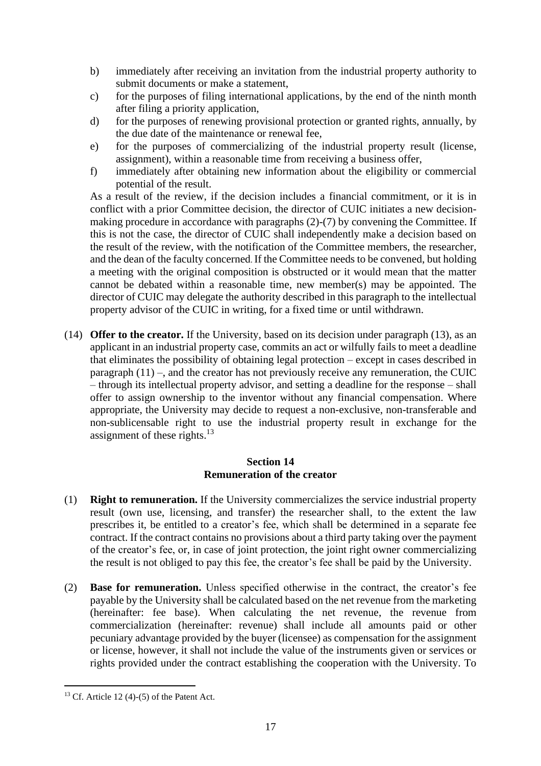b) immediately after receiving an invitation from the industrial property authority to submit documents or make a statement,
c) for the purposes of filing international applications, by the end of the ninth month after filing a priority application,
d) for the purposes of renewing provisional protection or granted rights, annually, by the due date of the maintenance or renewal fee,
e) for the purposes of commercializing of the industrial property result (license, assignment), within a reasonable time from receiving a business offer,
f) immediately after obtaining new information about the eligibility or commercial potential of the result.

As a result of the review, if the decision includes a financial commitment, or it is in conflict with a prior Committee decision, the director of CUIC initiates a new decision-making procedure in accordance with paragraphs (2)-(7) by convening the Committee. If this is not the case, the director of CUIC shall independently make a decision based on the result of the review, with the notification of the Committee members, the researcher, and the dean of the faculty concerned. If the Committee needs to be convened, but holding a meeting with the original composition is obstructed or it would mean that the matter cannot be debated within a reasonable time, new member(s) may be appointed. The director of CUIC may delegate the authority described in this paragraph to the intellectual property advisor of the CUIC in writing, for a fixed time or until withdrawn.

(14) **Offer to the creator.** If the University, based on its decision under paragraph (13), as an applicant in an industrial property case, commits an act or wilfully fails to meet a deadline that eliminates the possibility of obtaining legal protection – except in cases described in paragraph (11) –, and the creator has not previously receive any remuneration, the CUIC – through its intellectual property advisor, and setting a deadline for the response – shall offer to assign ownership to the inventor without any financial compensation. Where appropriate, the University may decide to request a non-exclusive, non-transferable and non-sublicensable right to use the industrial property result in exchange for the assignment of these rights.[13]

## Section 14
## Remuneration of the creator

(1) **Right to remuneration.** If the University commercializes the service industrial property result (own use, licensing, and transfer) the researcher shall, to the extent the law prescribes it, be entitled to a creator's fee, which shall be determined in a separate fee contract. If the contract contains no provisions about a third party taking over the payment of the creator's fee, or, in case of joint protection, the joint right owner commercializing the result is not obliged to pay this fee, the creator's fee shall be paid by the University.

(2) **Base for remuneration.** Unless specified otherwise in the contract, the creator's fee payable by the University shall be calculated based on the net revenue from the marketing (hereinafter: fee base). When calculating the net revenue, the revenue from commercialization (hereinafter: revenue) shall include all amounts paid or other pecuniary advantage provided by the buyer (licensee) as compensation for the assignment or license, however, it shall not include the value of the instruments given or services or rights provided under the contract establishing the cooperation with the University. To

[13] Cf. Article 12 (4)-(5) of the Patent Act.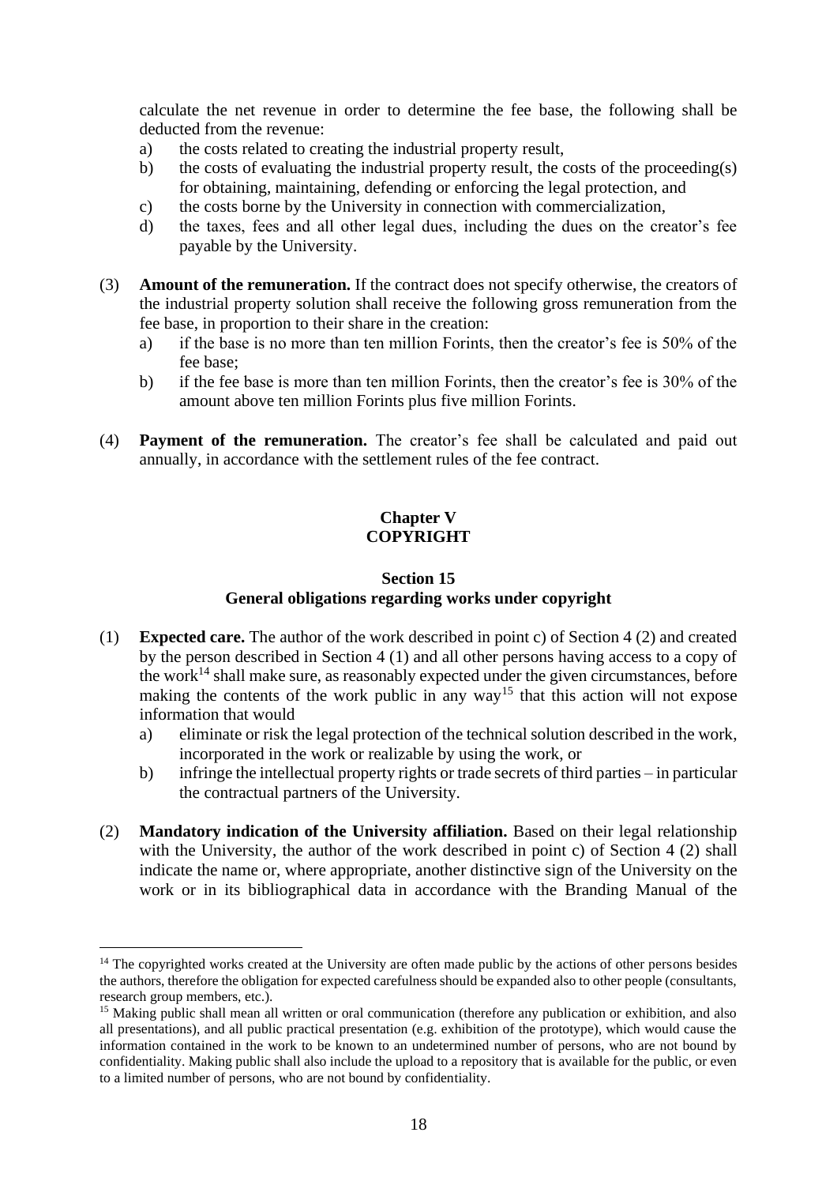calculate the net revenue in order to determine the fee base, the following shall be deducted from the revenue:

a) the costs related to creating the industrial property result,
b) the costs of evaluating the industrial property result, the costs of the proceeding(s) for obtaining, maintaining, defending or enforcing the legal protection, and
c) the costs borne by the University in connection with commercialization,
d) the taxes, fees and all other legal dues, including the dues on the creator's fee payable by the University.

(3) **Amount of the remuneration.** If the contract does not specify otherwise, the creators of the industrial property solution shall receive the following gross remuneration from the fee base, in proportion to their share in the creation:

a) if the base is no more than ten million Forints, then the creator's fee is 50% of the fee base;
b) if the fee base is more than ten million Forints, then the creator's fee is 30% of the amount above ten million Forints plus five million Forints.

(4) **Payment of the remuneration.** The creator's fee shall be calculated and paid out annually, in accordance with the settlement rules of the fee contract.

## Chapter V
## COPYRIGHT

### Section 15
### General obligations regarding works under copyright

(1) **Expected care.** The author of the work described in point c) of Section 4 (2) and created by the person described in Section 4 (1) and all other persons having access to a copy of the work[14] shall make sure, as reasonably expected under the given circumstances, before making the contents of the work public in any way[15] that this action will not expose information that would

a) eliminate or risk the legal protection of the technical solution described in the work, incorporated in the work or realizable by using the work, or
b) infringe the intellectual property rights or trade secrets of third parties – in particular the contractual partners of the University.

(2) **Mandatory indication of the University affiliation.** Based on their legal relationship with the University, the author of the work described in point c) of Section 4 (2) shall indicate the name or, where appropriate, another distinctive sign of the University on the work or in its bibliographical data in accordance with the Branding Manual of the

---

[14] The copyrighted works created at the University are often made public by the actions of other persons besides the authors, therefore the obligation for expected carefulness should be expanded also to other people (consultants, research group members, etc.).

[15] Making public shall mean all written or oral communication (therefore any publication or exhibition, and also all presentations), and all public practical presentation (e.g. exhibition of the prototype), which would cause the information contained in the work to be known to an undetermined number of persons, who are not bound by confidentiality. Making public shall also include the upload to a repository that is available for the public, or even to a limited number of persons, who are not bound by confidentiality.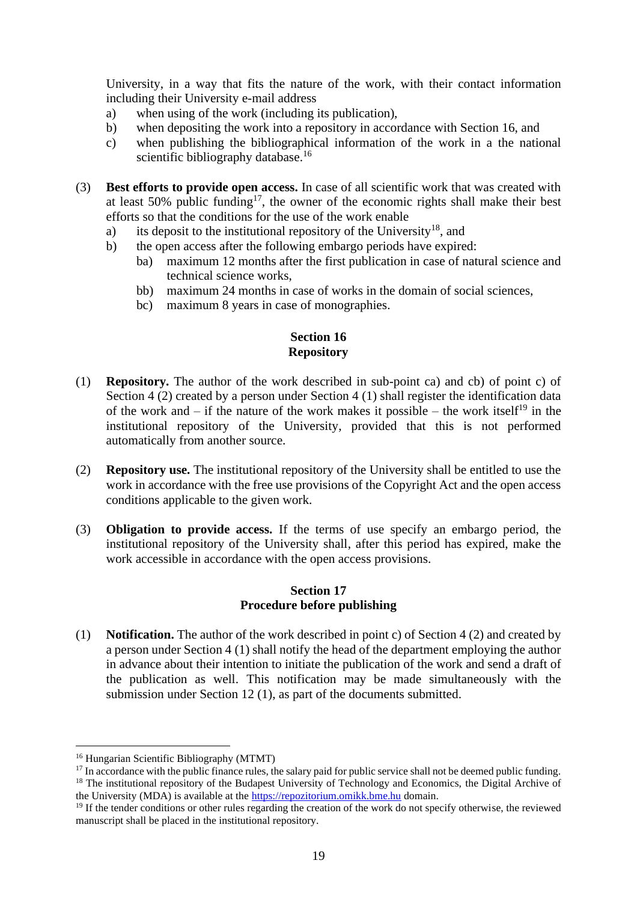University, in a way that fits the nature of the work, with their contact information including their University e-mail address

a) when using of the work (including its publication),
b) when depositing the work into a repository in accordance with Section 16, and
c) when publishing the bibliographical information of the work in a the national scientific bibliography database.[16]

(3) **Best efforts to provide open access.** In case of all scientific work that was created with at least 50% public funding[17], the owner of the economic rights shall make their best efforts so that the conditions for the use of the work enable

a) its deposit to the institutional repository of the University[18], and
b) the open access after the following embargo periods have expired:
   ba) maximum 12 months after the first publication in case of natural science and technical science works,
   bb) maximum 24 months in case of works in the domain of social sciences,
   bc) maximum 8 years in case of monographies.

## Section 16
## Repository

(1) **Repository.** The author of the work described in sub-point ca) and cb) of point c) of Section 4 (2) created by a person under Section 4 (1) shall register the identification data of the work and – if the nature of the work makes it possible – the work itself[19] in the institutional repository of the University, provided that this is not performed automatically from another source.

(2) **Repository use.** The institutional repository of the University shall be entitled to use the work in accordance with the free use provisions of the Copyright Act and the open access conditions applicable to the given work.

(3) **Obligation to provide access.** If the terms of use specify an embargo period, the institutional repository of the University shall, after this period has expired, make the work accessible in accordance with the open access provisions.

## Section 17
## Procedure before publishing

(1) **Notification.** The author of the work described in point c) of Section 4 (2) and created by a person under Section 4 (1) shall notify the head of the department employing the author in advance about their intention to initiate the publication of the work and send a draft of the publication as well. This notification may be made simultaneously with the submission under Section 12 (1), as part of the documents submitted.

---

[16] Hungarian Scientific Bibliography (MTMT)

[17] In accordance with the public finance rules, the salary paid for public service shall not be deemed public funding.

[18] The institutional repository of the Budapest University of Technology and Economics, the Digital Archive of the University (MDA) is available at the https://repozitorium.omikk.bme.hu domain.

[19] If the tender conditions or other rules regarding the creation of the work do not specify otherwise, the reviewed manuscript shall be placed in the institutional repository.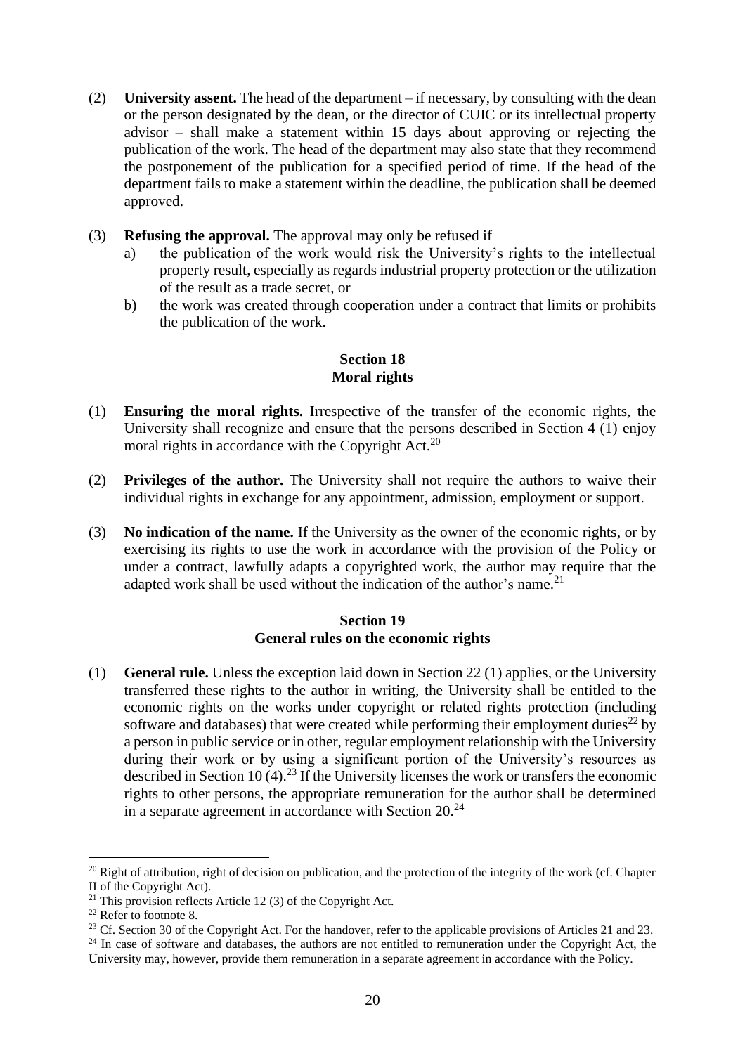(2) **University assent.** The head of the department – if necessary, by consulting with the dean or the person designated by the dean, or the director of CUIC or its intellectual property advisor – shall make a statement within 15 days about approving or rejecting the publication of the work. The head of the department may also state that they recommend the postponement of the publication for a specified period of time. If the head of the department fails to make a statement within the deadline, the publication shall be deemed approved.

(3) **Refusing the approval.** The approval may only be refused if

a) the publication of the work would risk the University's rights to the intellectual property result, especially as regards industrial property protection or the utilization of the result as a trade secret, or

b) the work was created through cooperation under a contract that limits or prohibits the publication of the work.

### Section 18
### Moral rights

(1) **Ensuring the moral rights.** Irrespective of the transfer of the economic rights, the University shall recognize and ensure that the persons described in Section 4 (1) enjoy moral rights in accordance with the Copyright Act.[20]

(2) **Privileges of the author.** The University shall not require the authors to waive their individual rights in exchange for any appointment, admission, employment or support.

(3) **No indication of the name.** If the University as the owner of the economic rights, or by exercising its rights to use the work in accordance with the provision of the Policy or under a contract, lawfully adapts a copyrighted work, the author may require that the adapted work shall be used without the indication of the author's name.[21]

### Section 19
### General rules on the economic rights

(1) **General rule.** Unless the exception laid down in Section 22 (1) applies, or the University transferred these rights to the author in writing, the University shall be entitled to the economic rights on the works under copyright or related rights protection (including software and databases) that were created while performing their employment duties[22] by a person in public service or in other, regular employment relationship with the University during their work or by using a significant portion of the University's resources as described in Section 10 (4).[23] If the University licenses the work or transfers the economic rights to other persons, the appropriate remuneration for the author shall be determined in a separate agreement in accordance with Section 20.[24]

---

[20] Right of attribution, right of decision on publication, and the protection of the integrity of the work (cf. Chapter II of the Copyright Act).

[21] This provision reflects Article 12 (3) of the Copyright Act.

[22] Refer to footnote 8.

[23] Cf. Section 30 of the Copyright Act. For the handover, refer to the applicable provisions of Articles 21 and 23.

[24] In case of software and databases, the authors are not entitled to remuneration under the Copyright Act, the University may, however, provide them remuneration in a separate agreement in accordance with the Policy.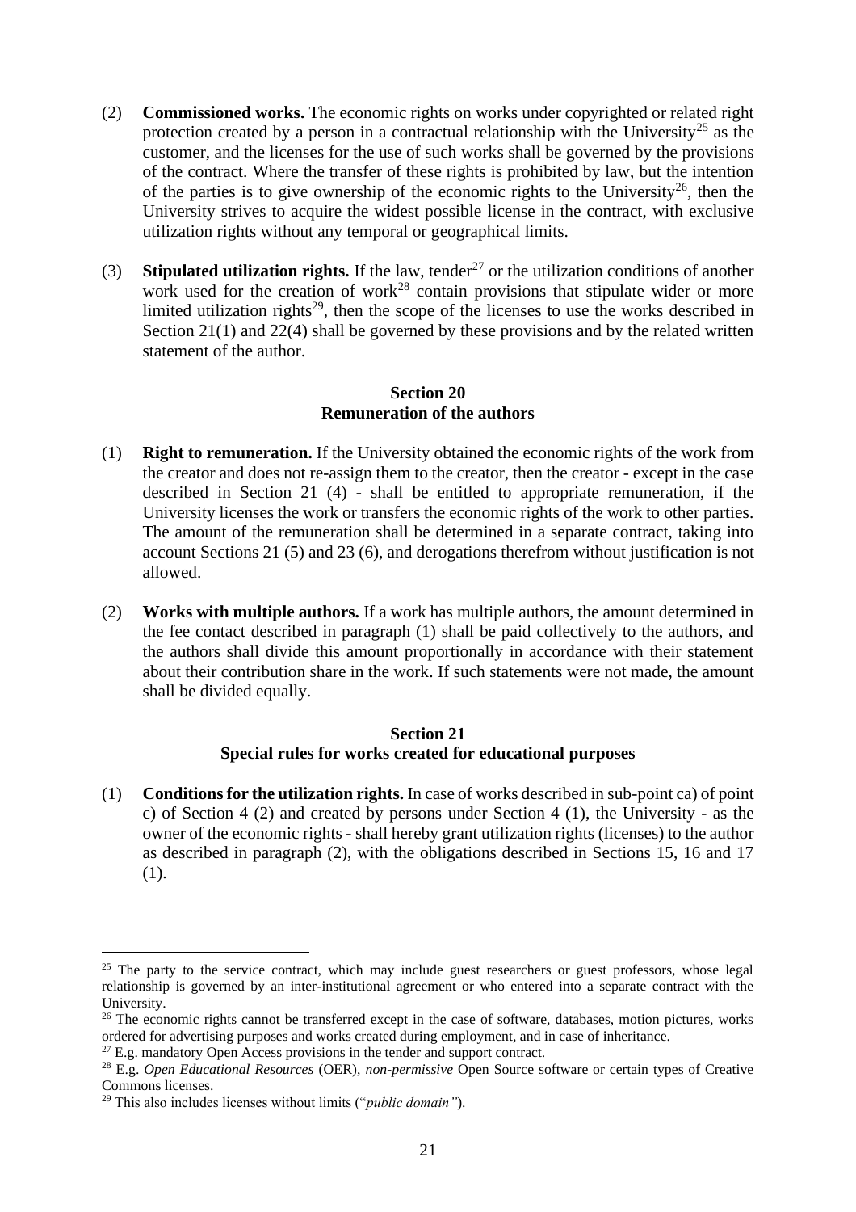(2) **Commissioned works.** The economic rights on works under copyrighted or related right protection created by a person in a contractual relationship with the University[25] as the customer, and the licenses for the use of such works shall be governed by the provisions of the contract. Where the transfer of these rights is prohibited by law, but the intention of the parties is to give ownership of the economic rights to the University[26], then the University strives to acquire the widest possible license in the contract, with exclusive utilization rights without any temporal or geographical limits.

(3) **Stipulated utilization rights.** If the law, tender[27] or the utilization conditions of another work used for the creation of work[28] contain provisions that stipulate wider or more limited utilization rights[29], then the scope of the licenses to use the works described in Section 21(1) and 22(4) shall be governed by these provisions and by the related written statement of the author.

## Section 20
## Remuneration of the authors

(1) **Right to remuneration.** If the University obtained the economic rights of the work from the creator and does not re-assign them to the creator, then the creator - except in the case described in Section 21 (4) - shall be entitled to appropriate remuneration, if the University licenses the work or transfers the economic rights of the work to other parties. The amount of the remuneration shall be determined in a separate contract, taking into account Sections 21 (5) and 23 (6), and derogations therefrom without justification is not allowed.

(2) **Works with multiple authors.** If a work has multiple authors, the amount determined in the fee contact described in paragraph (1) shall be paid collectively to the authors, and the authors shall divide this amount proportionally in accordance with their statement about their contribution share in the work. If such statements were not made, the amount shall be divided equally.

## Section 21
## Special rules for works created for educational purposes

(1) **Conditions for the utilization rights.** In case of works described in sub-point ca) of point c) of Section 4 (2) and created by persons under Section 4 (1), the University - as the owner of the economic rights - shall hereby grant utilization rights (licenses) to the author as described in paragraph (2), with the obligations described in Sections 15, 16 and 17 (1).

---

[25] The party to the service contract, which may include guest researchers or guest professors, whose legal relationship is governed by an inter-institutional agreement or who entered into a separate contract with the University.

[26] The economic rights cannot be transferred except in the case of software, databases, motion pictures, works ordered for advertising purposes and works created during employment, and in case of inheritance.

[27] E.g. mandatory Open Access provisions in the tender and support contract.

[28] E.g. *Open Educational Resources* (OER), *non-permissive* Open Source software or certain types of Creative Commons licenses.

[29] This also includes licenses without limits ("*public domain*").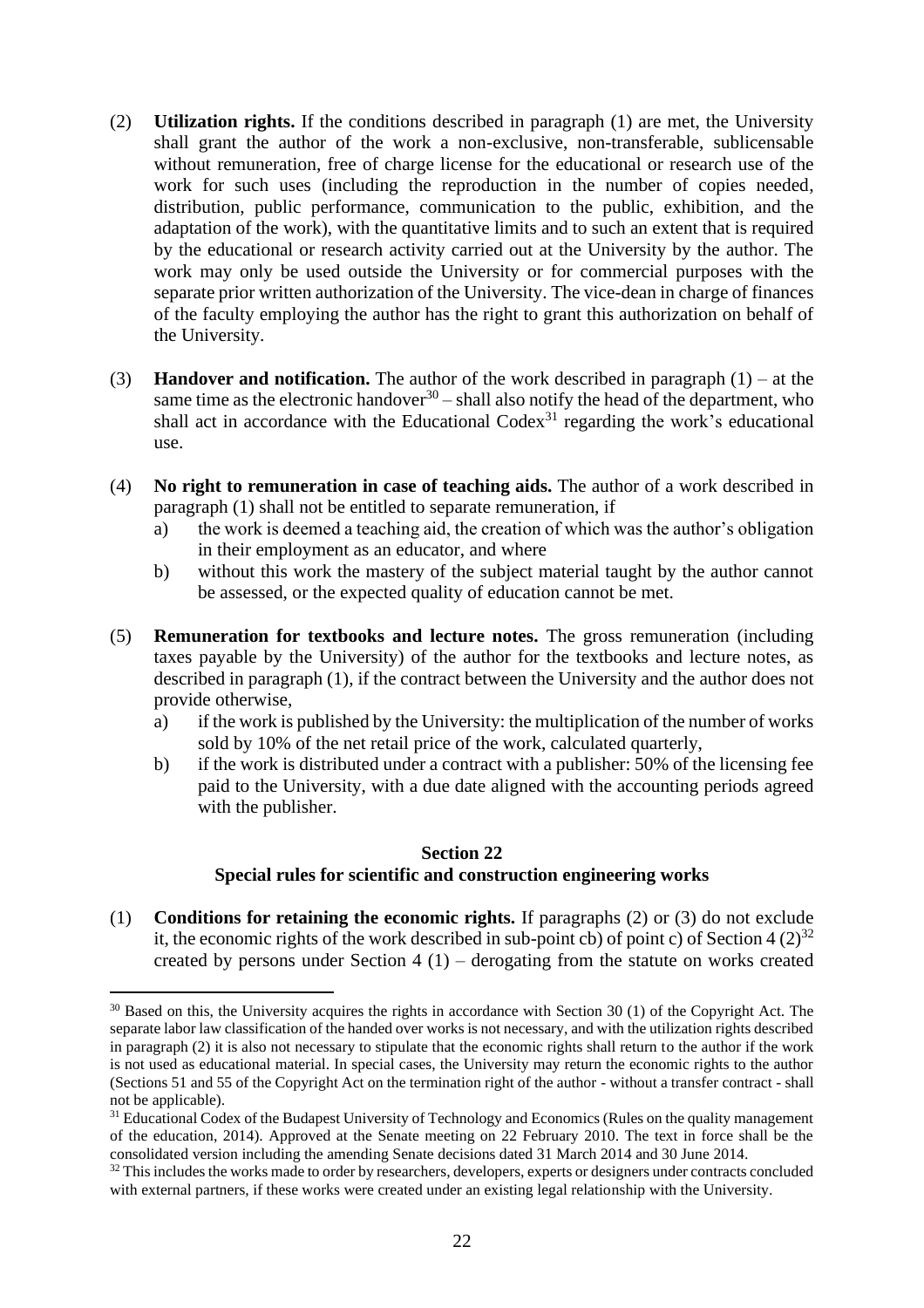(2) **Utilization rights.** If the conditions described in paragraph (1) are met, the University shall grant the author of the work a non-exclusive, non-transferable, sublicensable without remuneration, free of charge license for the educational or research use of the work for such uses (including the reproduction in the number of copies needed, distribution, public performance, communication to the public, exhibition, and the adaptation of the work), with the quantitative limits and to such an extent that is required by the educational or research activity carried out at the University by the author. The work may only be used outside the University or for commercial purposes with the separate prior written authorization of the University. The vice-dean in charge of finances of the faculty employing the author has the right to grant this authorization on behalf of the University.

(3) **Handover and notification.** The author of the work described in paragraph (1) – at the same time as the electronic handover[30] – shall also notify the head of the department, who shall act in accordance with the Educational Codex[31] regarding the work's educational use.

(4) **No right to remuneration in case of teaching aids.** The author of a work described in paragraph (1) shall not be entitled to separate remuneration, if
   a) the work is deemed a teaching aid, the creation of which was the author's obligation in their employment as an educator, and where
   b) without this work the mastery of the subject material taught by the author cannot be assessed, or the expected quality of education cannot be met.

(5) **Remuneration for textbooks and lecture notes.** The gross remuneration (including taxes payable by the University) of the author for the textbooks and lecture notes, as described in paragraph (1), if the contract between the University and the author does not provide otherwise,
   a) if the work is published by the University: the multiplication of the number of works sold by 10% of the net retail price of the work, calculated quarterly,
   b) if the work is distributed under a contract with a publisher: 50% of the licensing fee paid to the University, with a due date aligned with the accounting periods agreed with the publisher.

## Section 22
## Special rules for scientific and construction engineering works

(1) **Conditions for retaining the economic rights.** If paragraphs (2) or (3) do not exclude it, the economic rights of the work described in sub-point cb) of point c) of Section 4 (2)[32] created by persons under Section 4 (1) – derogating from the statute on works created

---

[30] Based on this, the University acquires the rights in accordance with Section 30 (1) of the Copyright Act. The separate labor law classification of the handed over works is not necessary, and with the utilization rights described in paragraph (2) it is also not necessary to stipulate that the economic rights shall return to the author if the work is not used as educational material. In special cases, the University may return the economic rights to the author (Sections 51 and 55 of the Copyright Act on the termination right of the author - without a transfer contract - shall not be applicable).

[31] Educational Codex of the Budapest University of Technology and Economics (Rules on the quality management of the education, 2014). Approved at the Senate meeting on 22 February 2010. The text in force shall be the consolidated version including the amending Senate decisions dated 31 March 2014 and 30 June 2014.

[32] This includes the works made to order by researchers, developers, experts or designers under contracts concluded with external partners, if these works were created under an existing legal relationship with the University.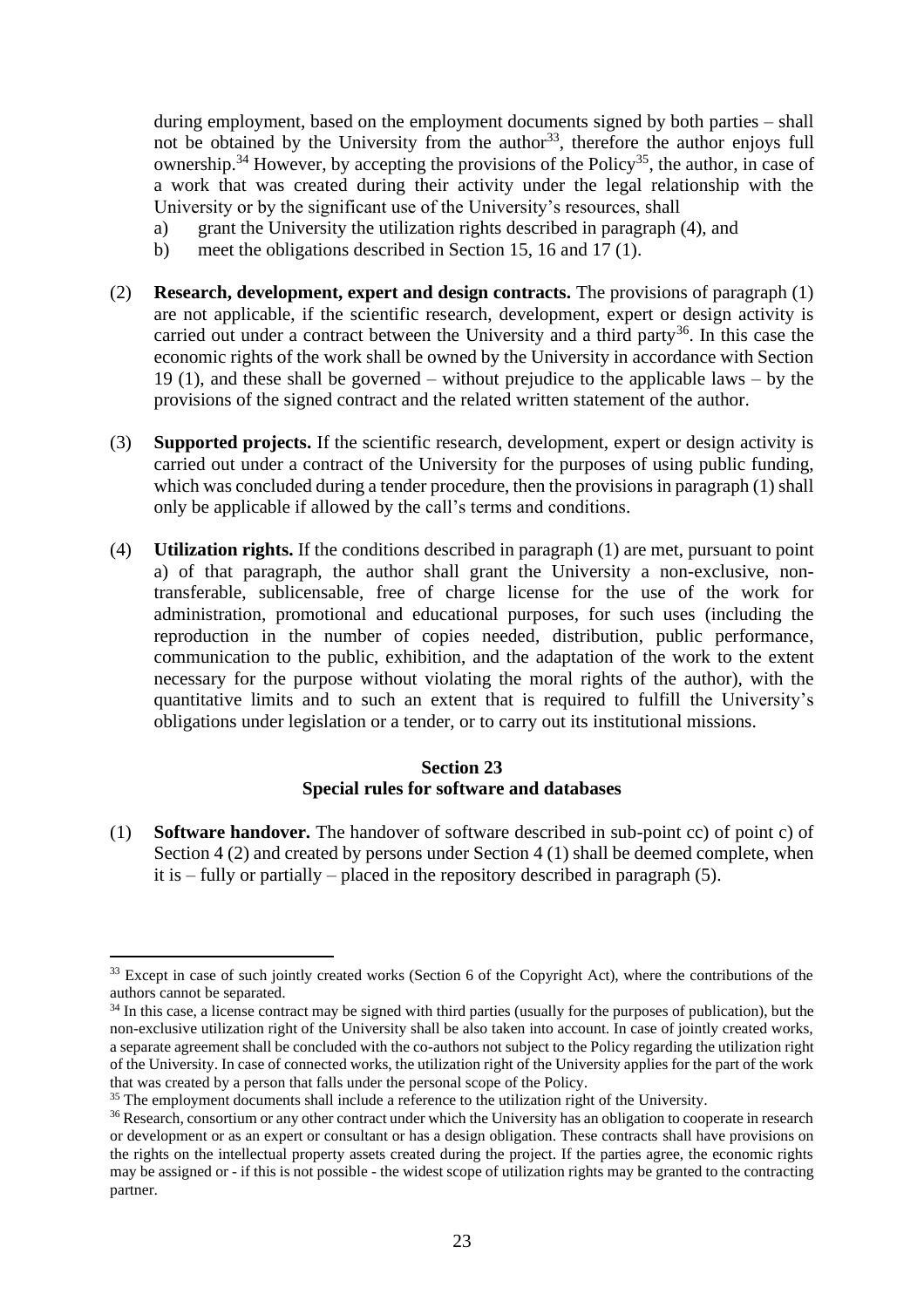during employment, based on the employment documents signed by both parties – shall not be obtained by the University from the author[33], therefore the author enjoys full ownership.[34] However, by accepting the provisions of the Policy[35], the author, in case of a work that was created during their activity under the legal relationship with the University or by the significant use of the University's resources, shall

a) grant the University the utilization rights described in paragraph (4), and
b) meet the obligations described in Section 15, 16 and 17 (1).

(2) **Research, development, expert and design contracts.** The provisions of paragraph (1) are not applicable, if the scientific research, development, expert or design activity is carried out under a contract between the University and a third party[36]. In this case the economic rights of the work shall be owned by the University in accordance with Section 19 (1), and these shall be governed – without prejudice to the applicable laws – by the provisions of the signed contract and the related written statement of the author.

(3) **Supported projects.** If the scientific research, development, expert or design activity is carried out under a contract of the University for the purposes of using public funding, which was concluded during a tender procedure, then the provisions in paragraph (1) shall only be applicable if allowed by the call's terms and conditions.

(4) **Utilization rights.** If the conditions described in paragraph (1) are met, pursuant to point a) of that paragraph, the author shall grant the University a non-exclusive, non-transferable, sublicensable, free of charge license for the use of the work for administration, promotional and educational purposes, for such uses (including the reproduction in the number of copies needed, distribution, public performance, communication to the public, exhibition, and the adaptation of the work to the extent necessary for the purpose without violating the moral rights of the author), with the quantitative limits and to such an extent that is required to fulfill the University's obligations under legislation or a tender, or to carry out its institutional missions.

### Section 23
### Special rules for software and databases

(1) **Software handover.** The handover of software described in sub-point cc) of point c) of Section 4 (2) and created by persons under Section 4 (1) shall be deemed complete, when it is – fully or partially – placed in the repository described in paragraph (5).

---

[33] Except in case of such jointly created works (Section 6 of the Copyright Act), where the contributions of the authors cannot be separated.

[34] In this case, a license contract may be signed with third parties (usually for the purposes of publication), but the non-exclusive utilization right of the University shall be also taken into account. In case of jointly created works, a separate agreement shall be concluded with the co-authors not subject to the Policy regarding the utilization right of the University. In case of connected works, the utilization right of the University applies for the part of the work that was created by a person that falls under the personal scope of the Policy.

[35] The employment documents shall include a reference to the utilization right of the University.

[36] Research, consortium or any other contract under which the University has an obligation to cooperate in research or development or as an expert or consultant or has a design obligation. These contracts shall have provisions on the rights on the intellectual property assets created during the project. If the parties agree, the economic rights may be assigned or - if this is not possible - the widest scope of utilization rights may be granted to the contracting partner.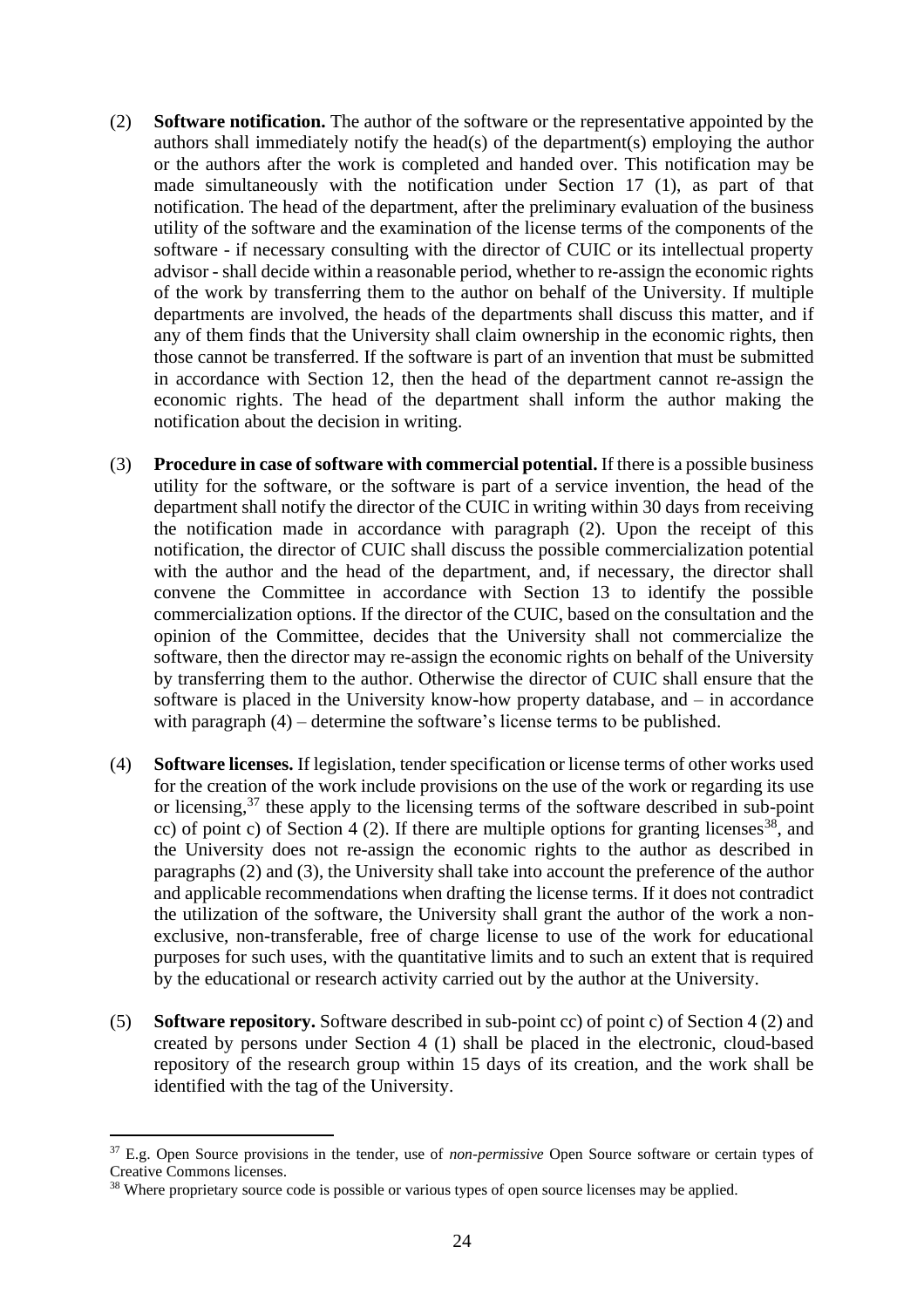(2) **Software notification.** The author of the software or the representative appointed by the authors shall immediately notify the head(s) of the department(s) employing the author or the authors after the work is completed and handed over. This notification may be made simultaneously with the notification under Section 17 (1), as part of that notification. The head of the department, after the preliminary evaluation of the business utility of the software and the examination of the license terms of the components of the software - if necessary consulting with the director of CUIC or its intellectual property advisor - shall decide within a reasonable period, whether to re-assign the economic rights of the work by transferring them to the author on behalf of the University. If multiple departments are involved, the heads of the departments shall discuss this matter, and if any of them finds that the University shall claim ownership in the economic rights, then those cannot be transferred. If the software is part of an invention that must be submitted in accordance with Section 12, then the head of the department cannot re-assign the economic rights. The head of the department shall inform the author making the notification about the decision in writing.

(3) **Procedure in case of software with commercial potential.** If there is a possible business utility for the software, or the software is part of a service invention, the head of the department shall notify the director of the CUIC in writing within 30 days from receiving the notification made in accordance with paragraph (2). Upon the receipt of this notification, the director of CUIC shall discuss the possible commercialization potential with the author and the head of the department, and, if necessary, the director shall convene the Committee in accordance with Section 13 to identify the possible commercialization options. If the director of the CUIC, based on the consultation and the opinion of the Committee, decides that the University shall not commercialize the software, then the director may re-assign the economic rights on behalf of the University by transferring them to the author. Otherwise the director of CUIC shall ensure that the software is placed in the University know-how property database, and – in accordance with paragraph (4) – determine the software's license terms to be published.

(4) **Software licenses.** If legislation, tender specification or license terms of other works used for the creation of the work include provisions on the use of the work or regarding its use or licensing,[37] these apply to the licensing terms of the software described in sub-point cc) of point c) of Section 4 (2). If there are multiple options for granting licenses[38], and the University does not re-assign the economic rights to the author as described in paragraphs (2) and (3), the University shall take into account the preference of the author and applicable recommendations when drafting the license terms. If it does not contradict the utilization of the software, the University shall grant the author of the work a non-exclusive, non-transferable, free of charge license to use of the work for educational purposes for such uses, with the quantitative limits and to such an extent that is required by the educational or research activity carried out by the author at the University.

(5) **Software repository.** Software described in sub-point cc) of point c) of Section 4 (2) and created by persons under Section 4 (1) shall be placed in the electronic, cloud-based repository of the research group within 15 days of its creation, and the work shall be identified with the tag of the University.

---

[37] E.g. Open Source provisions in the tender, use of *non-permissive* Open Source software or certain types of Creative Commons licenses.

[38] Where proprietary source code is possible or various types of open source licenses may be applied.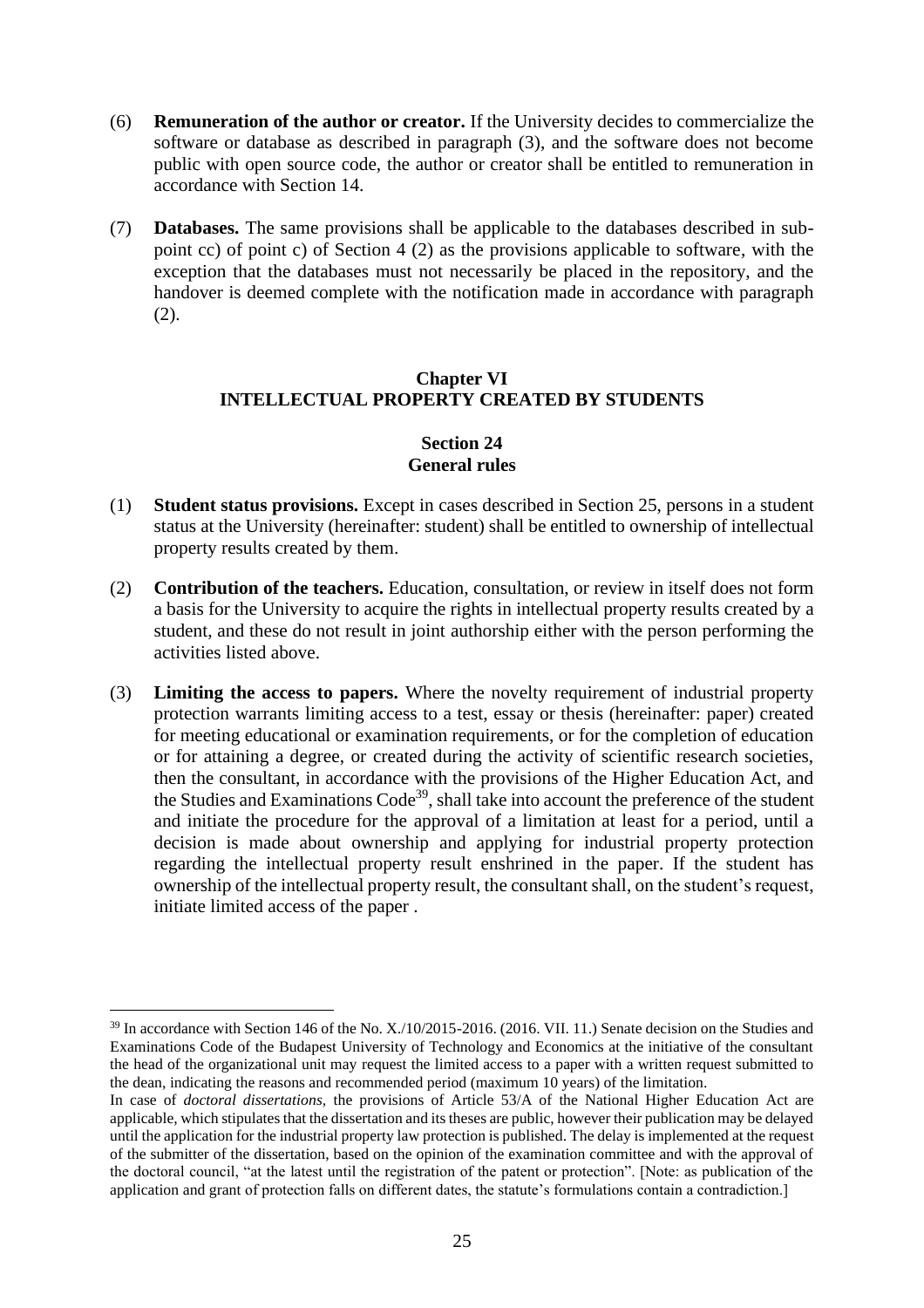(6) **Remuneration of the author or creator.** If the University decides to commercialize the software or database as described in paragraph (3), and the software does not become public with open source code, the author or creator shall be entitled to remuneration in accordance with Section 14.

(7) **Databases.** The same provisions shall be applicable to the databases described in sub-point cc) of point c) of Section 4 (2) as the provisions applicable to software, with the exception that the databases must not necessarily be placed in the repository, and the handover is deemed complete with the notification made in accordance with paragraph (2).

## Chapter VI
## INTELLECTUAL PROPERTY CREATED BY STUDENTS

### Section 24
### General rules

(1) **Student status provisions.** Except in cases described in Section 25, persons in a student status at the University (hereinafter: student) shall be entitled to ownership of intellectual property results created by them.

(2) **Contribution of the teachers.** Education, consultation, or review in itself does not form a basis for the University to acquire the rights in intellectual property results created by a student, and these do not result in joint authorship either with the person performing the activities listed above.

(3) **Limiting the access to papers.** Where the novelty requirement of industrial property protection warrants limiting access to a test, essay or thesis (hereinafter: paper) created for meeting educational or examination requirements, or for the completion of education or for attaining a degree, or created during the activity of scientific research societies, then the consultant, in accordance with the provisions of the Higher Education Act, and the Studies and Examinations Code[39], shall take into account the preference of the student and initiate the procedure for the approval of a limitation at least for a period, until a decision is made about ownership and applying for industrial property protection regarding the intellectual property result enshrined in the paper. If the student has ownership of the intellectual property result, the consultant shall, on the student's request, initiate limited access of the paper .

---

[39] In accordance with Section 146 of the No. X./10/2015-2016. (2016. VII. 11.) Senate decision on the Studies and Examinations Code of the Budapest University of Technology and Economics at the initiative of the consultant the head of the organizational unit may request the limited access to a paper with a written request submitted to the dean, indicating the reasons and recommended period (maximum 10 years) of the limitation.

In case of *doctoral dissertations*, the provisions of Article 53/A of the National Higher Education Act are applicable, which stipulates that the dissertation and its theses are public, however their publication may be delayed until the application for the industrial property law protection is published. The delay is implemented at the request of the submitter of the dissertation, based on the opinion of the examination committee and with the approval of the doctoral council, "at the latest until the registration of the patent or protection". [Note: as publication of the application and grant of protection falls on different dates, the statute's formulations contain a contradiction.]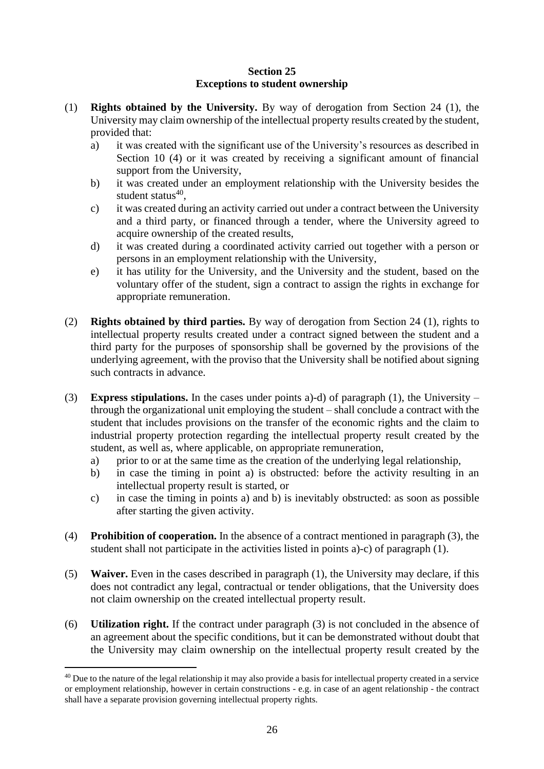## Section 25
## Exceptions to student ownership

(1) **Rights obtained by the University.** By way of derogation from Section 24 (1), the University may claim ownership of the intellectual property results created by the student, provided that:
   a) it was created with the significant use of the University's resources as described in Section 10 (4) or it was created by receiving a significant amount of financial support from the University,
   b) it was created under an employment relationship with the University besides the student status[40],
   c) it was created during an activity carried out under a contract between the University and a third party, or financed through a tender, where the University agreed to acquire ownership of the created results,
   d) it was created during a coordinated activity carried out together with a person or persons in an employment relationship with the University,
   e) it has utility for the University, and the University and the student, based on the voluntary offer of the student, sign a contract to assign the rights in exchange for appropriate remuneration.

(2) **Rights obtained by third parties.** By way of derogation from Section 24 (1), rights to intellectual property results created under a contract signed between the student and a third party for the purposes of sponsorship shall be governed by the provisions of the underlying agreement, with the proviso that the University shall be notified about signing such contracts in advance.

(3) **Express stipulations.** In the cases under points a)-d) of paragraph (1), the University – through the organizational unit employing the student – shall conclude a contract with the student that includes provisions on the transfer of the economic rights and the claim to industrial property protection regarding the intellectual property result created by the student, as well as, where applicable, on appropriate remuneration,
   a) prior to or at the same time as the creation of the underlying legal relationship,
   b) in case the timing in point a) is obstructed: before the activity resulting in an intellectual property result is started, or
   c) in case the timing in points a) and b) is inevitably obstructed: as soon as possible after starting the given activity.

(4) **Prohibition of cooperation.** In the absence of a contract mentioned in paragraph (3), the student shall not participate in the activities listed in points a)-c) of paragraph (1).

(5) **Waiver.** Even in the cases described in paragraph (1), the University may declare, if this does not contradict any legal, contractual or tender obligations, that the University does not claim ownership on the created intellectual property result.

(6) **Utilization right.** If the contract under paragraph (3) is not concluded in the absence of an agreement about the specific conditions, but it can be demonstrated without doubt that the University may claim ownership on the intellectual property result created by the

[40] Due to the nature of the legal relationship it may also provide a basis for intellectual property created in a service or employment relationship, however in certain constructions - e.g. in case of an agent relationship - the contract shall have a separate provision governing intellectual property rights.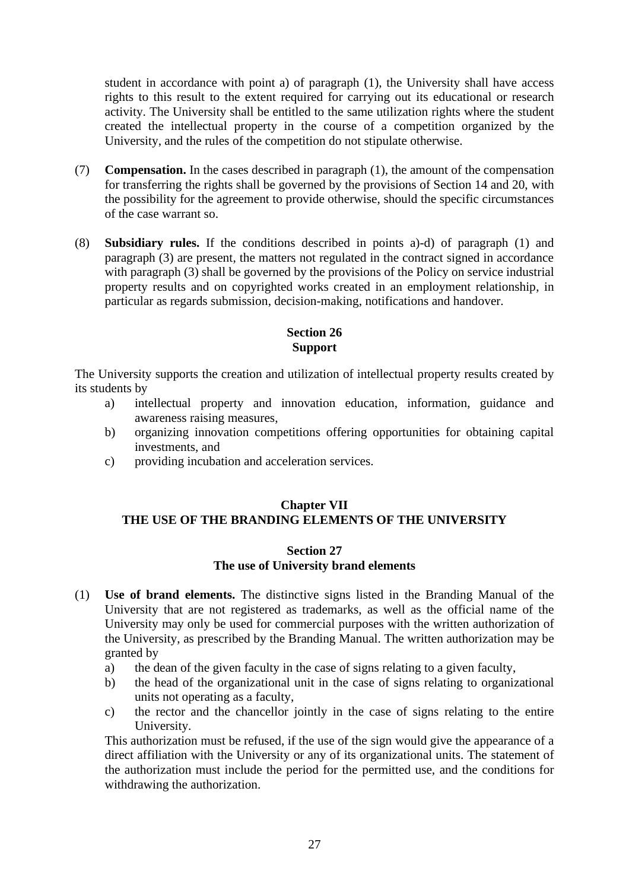student in accordance with point a) of paragraph (1), the University shall have access rights to this result to the extent required for carrying out its educational or research activity. The University shall be entitled to the same utilization rights where the student created the intellectual property in the course of a competition organized by the University, and the rules of the competition do not stipulate otherwise.

(7) **Compensation.** In the cases described in paragraph (1), the amount of the compensation for transferring the rights shall be governed by the provisions of Section 14 and 20, with the possibility for the agreement to provide otherwise, should the specific circumstances of the case warrant so.

(8) **Subsidiary rules.** If the conditions described in points a)-d) of paragraph (1) and paragraph (3) are present, the matters not regulated in the contract signed in accordance with paragraph (3) shall be governed by the provisions of the Policy on service industrial property results and on copyrighted works created in an employment relationship, in particular as regards submission, decision-making, notifications and handover.

### Section 26
### Support

The University supports the creation and utilization of intellectual property results created by its students by

a) intellectual property and innovation education, information, guidance and awareness raising measures,
b) organizing innovation competitions offering opportunities for obtaining capital investments, and
c) providing incubation and acceleration services.

## Chapter VII
## THE USE OF THE BRANDING ELEMENTS OF THE UNIVERSITY

### Section 27
### The use of University brand elements

(1) **Use of brand elements.** The distinctive signs listed in the Branding Manual of the University that are not registered as trademarks, as well as the official name of the University may only be used for commercial purposes with the written authorization of the University, as prescribed by the Branding Manual. The written authorization may be granted by

a) the dean of the given faculty in the case of signs relating to a given faculty,
b) the head of the organizational unit in the case of signs relating to organizational units not operating as a faculty,
c) the rector and the chancellor jointly in the case of signs relating to the entire University.

This authorization must be refused, if the use of the sign would give the appearance of a direct affiliation with the University or any of its organizational units. The statement of the authorization must include the period for the permitted use, and the conditions for withdrawing the authorization.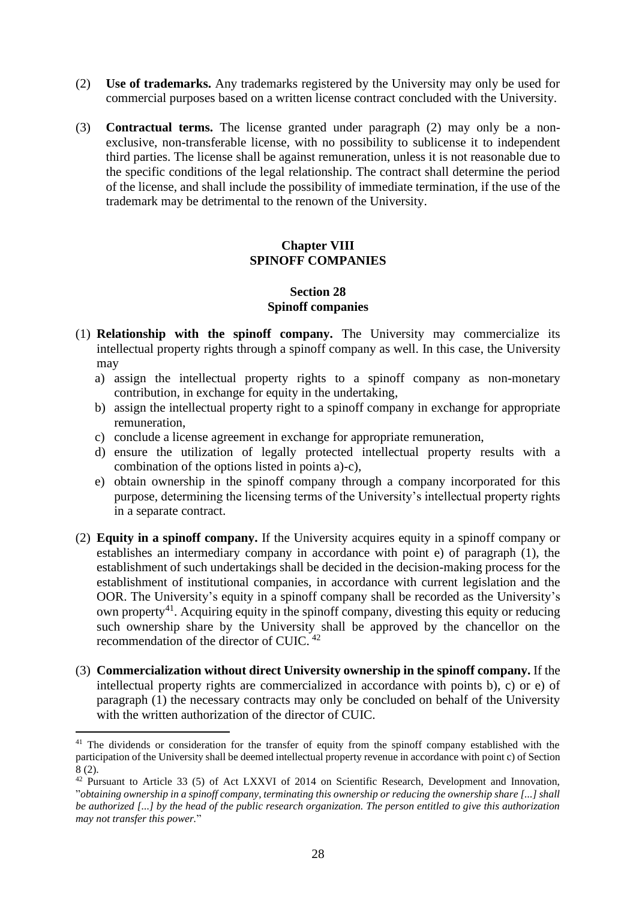(2) **Use of trademarks.** Any trademarks registered by the University may only be used for commercial purposes based on a written license contract concluded with the University.

(3) **Contractual terms.** The license granted under paragraph (2) may only be a non-exclusive, non-transferable license, with no possibility to sublicense it to independent third parties. The license shall be against remuneration, unless it is not reasonable due to the specific conditions of the legal relationship. The contract shall determine the period of the license, and shall include the possibility of immediate termination, if the use of the trademark may be detrimental to the renown of the University.

## Chapter VIII
## SPINOFF COMPANIES

### Section 28
### Spinoff companies

(1) **Relationship with the spinoff company.** The University may commercialize its intellectual property rights through a spinoff company as well. In this case, the University may

a) assign the intellectual property rights to a spinoff company as non-monetary contribution, in exchange for equity in the undertaking,

b) assign the intellectual property right to a spinoff company in exchange for appropriate remuneration,

c) conclude a license agreement in exchange for appropriate remuneration,

d) ensure the utilization of legally protected intellectual property results with a combination of the options listed in points a)-c),

e) obtain ownership in the spinoff company through a company incorporated for this purpose, determining the licensing terms of the University's intellectual property rights in a separate contract.

(2) **Equity in a spinoff company.** If the University acquires equity in a spinoff company or establishes an intermediary company in accordance with point e) of paragraph (1), the establishment of such undertakings shall be decided in the decision-making process for the establishment of institutional companies, in accordance with current legislation and the OOR. The University's equity in a spinoff company shall be recorded as the University's own property[41]. Acquiring equity in the spinoff company, divesting this equity or reducing such ownership share by the University shall be approved by the chancellor on the recommendation of the director of CUIC.[42]

(3) **Commercialization without direct University ownership in the spinoff company.** If the intellectual property rights are commercialized in accordance with points b), c) or e) of paragraph (1) the necessary contracts may only be concluded on behalf of the University with the written authorization of the director of CUIC.

---

[41] The dividends or consideration for the transfer of equity from the spinoff company established with the participation of the University shall be deemed intellectual property revenue in accordance with point c) of Section 8 (2).

[42] Pursuant to Article 33 (5) of Act LXXVI of 2014 on Scientific Research, Development and Innovation, "*obtaining ownership in a spinoff company, terminating this ownership or reducing the ownership share [...] shall be authorized [...] by the head of the public research organization. The person entitled to give this authorization may not transfer this power.*"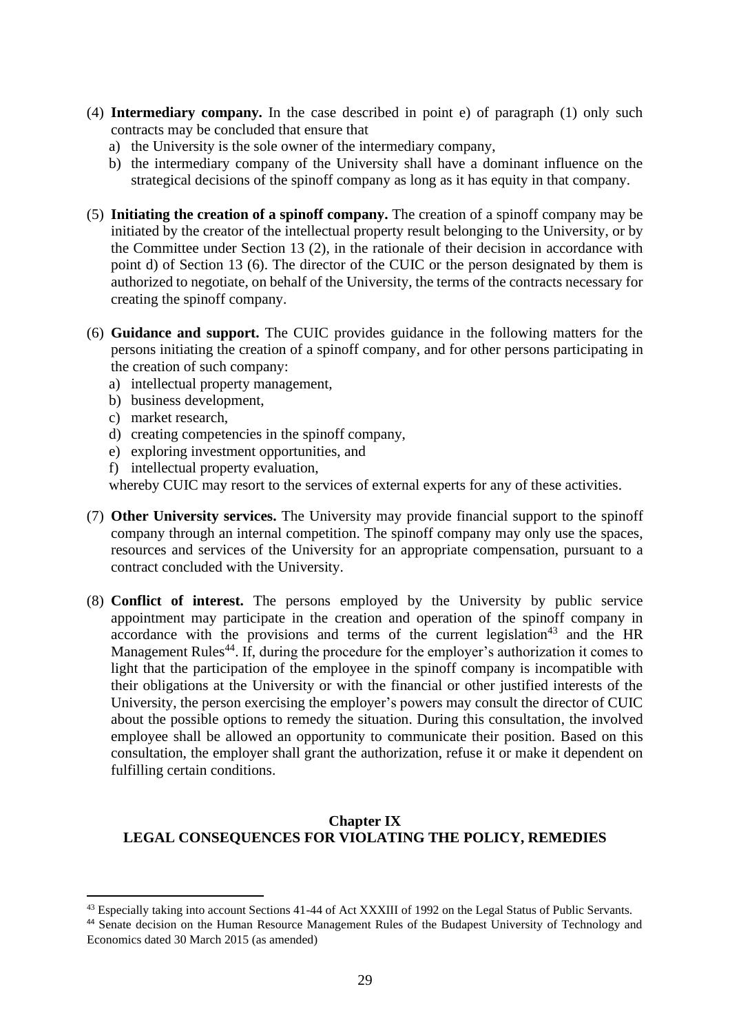(4) **Intermediary company.** In the case described in point e) of paragraph (1) only such contracts may be concluded that ensure that
   a) the University is the sole owner of the intermediary company,
   b) the intermediary company of the University shall have a dominant influence on the strategical decisions of the spinoff company as long as it has equity in that company.

(5) **Initiating the creation of a spinoff company.** The creation of a spinoff company may be initiated by the creator of the intellectual property result belonging to the University, or by the Committee under Section 13 (2), in the rationale of their decision in accordance with point d) of Section 13 (6). The director of the CUIC or the person designated by them is authorized to negotiate, on behalf of the University, the terms of the contracts necessary for creating the spinoff company.

(6) **Guidance and support.** The CUIC provides guidance in the following matters for the persons initiating the creation of a spinoff company, and for other persons participating in the creation of such company:
   a) intellectual property management,
   b) business development,
   c) market research,
   d) creating competencies in the spinoff company,
   e) exploring investment opportunities, and
   f) intellectual property evaluation,
   
   whereby CUIC may resort to the services of external experts for any of these activities.

(7) **Other University services.** The University may provide financial support to the spinoff company through an internal competition. The spinoff company may only use the spaces, resources and services of the University for an appropriate compensation, pursuant to a contract concluded with the University.

(8) **Conflict of interest.** The persons employed by the University by public service appointment may participate in the creation and operation of the spinoff company in accordance with the provisions and terms of the current legislation[43] and the HR Management Rules[44]. If, during the procedure for the employer's authorization it comes to light that the participation of the employee in the spinoff company is incompatible with their obligations at the University or with the financial or other justified interests of the University, the person exercising the employer's powers may consult the director of CUIC about the possible options to remedy the situation. During this consultation, the involved employee shall be allowed an opportunity to communicate their position. Based on this consultation, the employer shall grant the authorization, refuse it or make it dependent on fulfilling certain conditions.

## Chapter IX
## LEGAL CONSEQUENCES FOR VIOLATING THE POLICY, REMEDIES

---

[43] Especially taking into account Sections 41-44 of Act XXXIII of 1992 on the Legal Status of Public Servants.

[44] Senate decision on the Human Resource Management Rules of the Budapest University of Technology and Economics dated 30 March 2015 (as amended)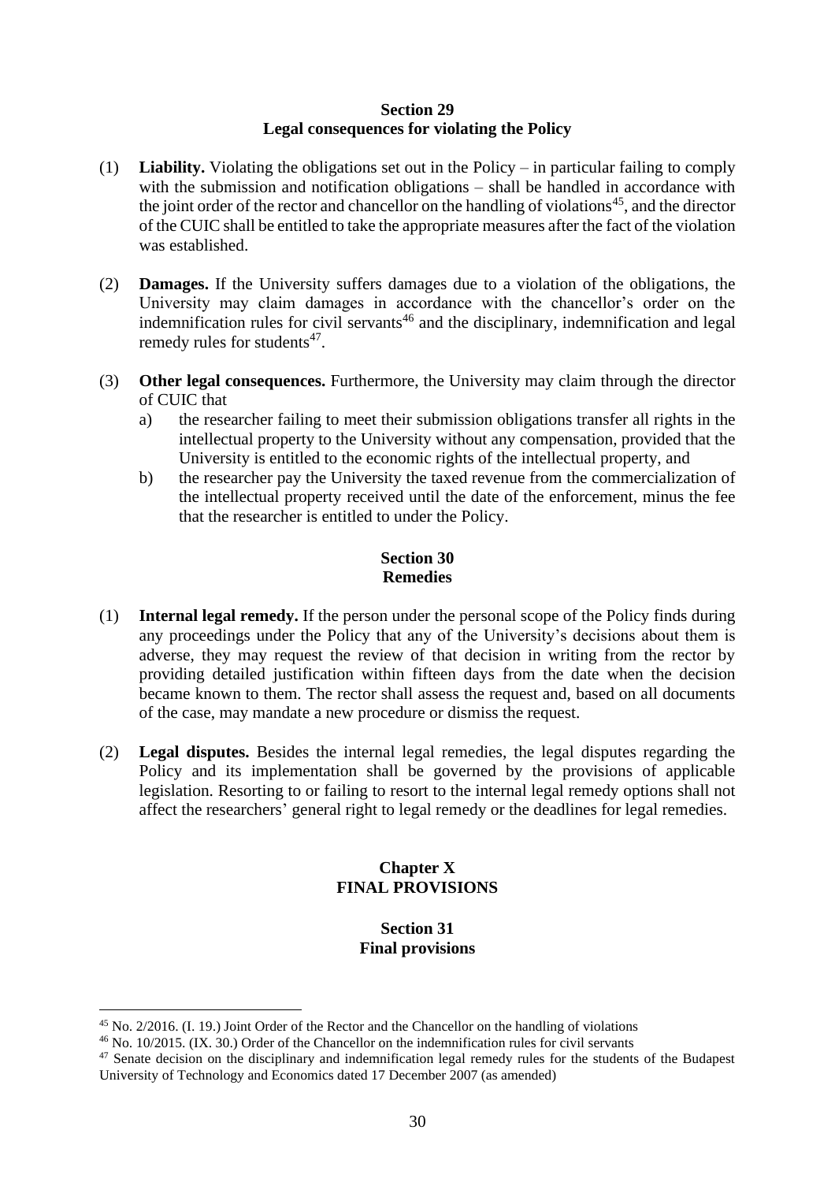## Section 29
## Legal consequences for violating the Policy

(1) **Liability.** Violating the obligations set out in the Policy – in particular failing to comply with the submission and notification obligations – shall be handled in accordance with the joint order of the rector and chancellor on the handling of violations[45], and the director of the CUIC shall be entitled to take the appropriate measures after the fact of the violation was established.

(2) **Damages.** If the University suffers damages due to a violation of the obligations, the University may claim damages in accordance with the chancellor's order on the indemnification rules for civil servants[46] and the disciplinary, indemnification and legal remedy rules for students[47].

(3) **Other legal consequences.** Furthermore, the University may claim through the director of CUIC that
   a) the researcher failing to meet their submission obligations transfer all rights in the intellectual property to the University without any compensation, provided that the University is entitled to the economic rights of the intellectual property, and
   b) the researcher pay the University the taxed revenue from the commercialization of the intellectual property received until the date of the enforcement, minus the fee that the researcher is entitled to under the Policy.

## Section 30
## Remedies

(1) **Internal legal remedy.** If the person under the personal scope of the Policy finds during any proceedings under the Policy that any of the University's decisions about them is adverse, they may request the review of that decision in writing from the rector by providing detailed justification within fifteen days from the date when the decision became known to them. The rector shall assess the request and, based on all documents of the case, may mandate a new procedure or dismiss the request.

(2) **Legal disputes.** Besides the internal legal remedies, the legal disputes regarding the Policy and its implementation shall be governed by the provisions of applicable legislation. Resorting to or failing to resort to the internal legal remedy options shall not affect the researchers' general right to legal remedy or the deadlines for legal remedies.

# Chapter X
# FINAL PROVISIONS

## Section 31
## Final provisions

---

[45] No. 2/2016. (I. 19.) Joint Order of the Rector and the Chancellor on the handling of violations

[46] No. 10/2015. (IX. 30.) Order of the Chancellor on the indemnification rules for civil servants

[47] Senate decision on the disciplinary and indemnification legal remedy rules for the students of the Budapest University of Technology and Economics dated 17 December 2007 (as amended)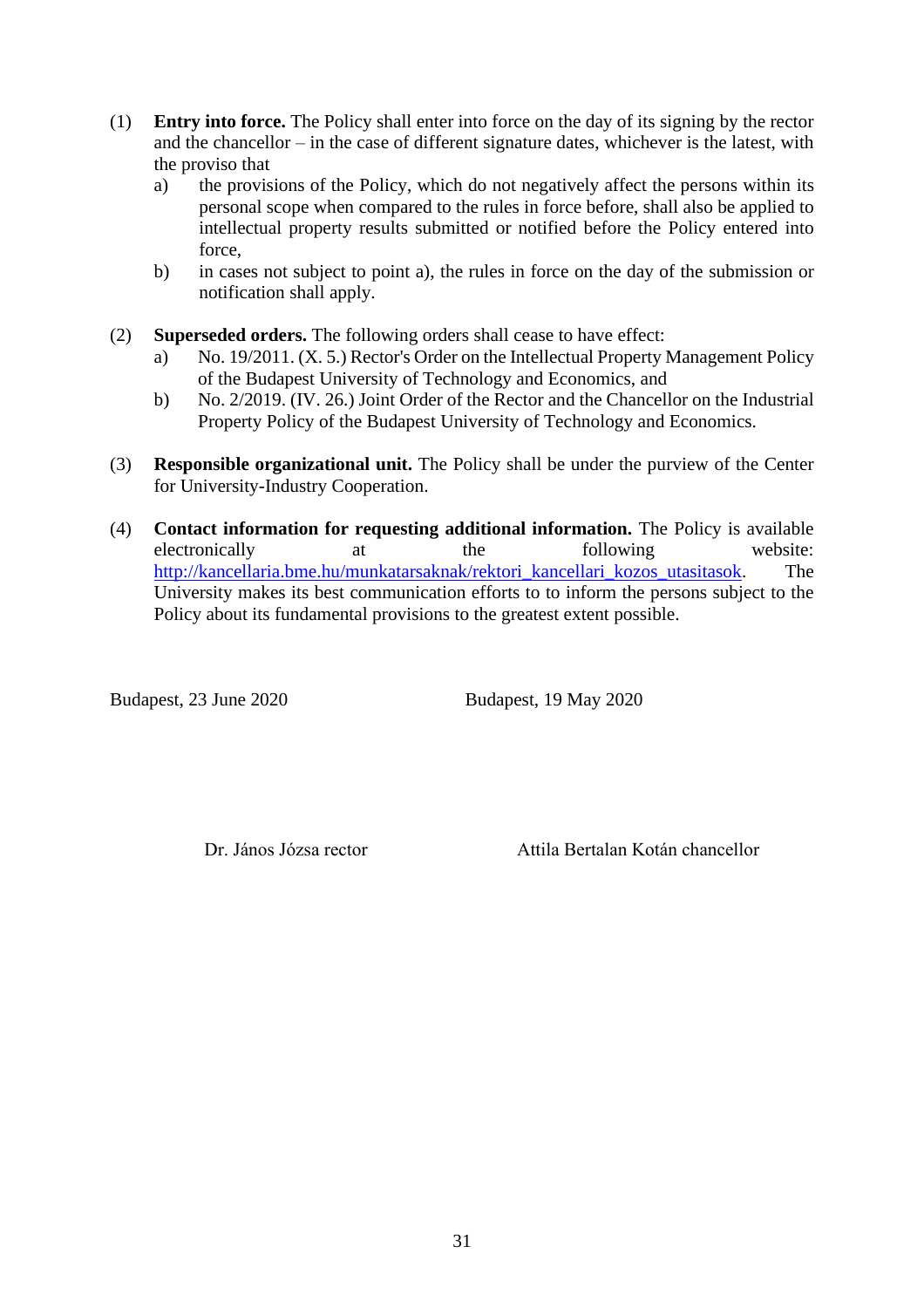(1) **Entry into force.** The Policy shall enter into force on the day of its signing by the rector and the chancellor – in the case of different signature dates, whichever is the latest, with the proviso that

   a) the provisions of the Policy, which do not negatively affect the persons within its personal scope when compared to the rules in force before, shall also be applied to intellectual property results submitted or notified before the Policy entered into force,

   b) in cases not subject to point a), the rules in force on the day of the submission or notification shall apply.

(2) **Superseded orders.** The following orders shall cease to have effect:

   a) No. 19/2011. (X. 5.) Rector's Order on the Intellectual Property Management Policy of the Budapest University of Technology and Economics, and

   b) No. 2/2019. (IV. 26.) Joint Order of the Rector and the Chancellor on the Industrial Property Policy of the Budapest University of Technology and Economics.

(3) **Responsible organizational unit.** The Policy shall be under the purview of the Center for University-Industry Cooperation.

(4) **Contact information for requesting additional information.** The Policy is available electronically at the following website: http://kancellaria.bme.hu/munkatarsaknak/rektori_kancellari_kozos_utasitasok. The University makes its best communication efforts to to inform the persons subject to the Policy about its fundamental provisions to the greatest extent possible.

Budapest, 23 June 2020

Budapest, 19 May 2020

Dr. János Józsa rector

Attila Bertalan Kotán chancellor